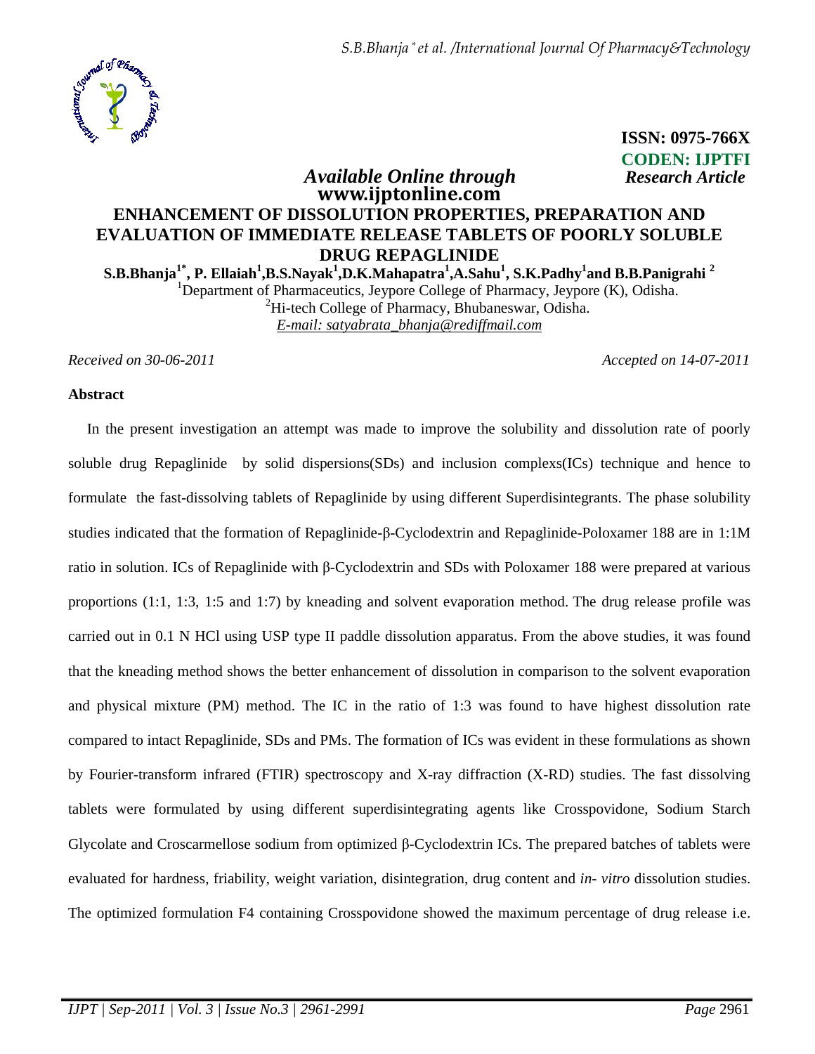**ISSN: 0975-766X**
**CODEN: IJPTFI**

*Available Online through* *Research Article*
**www.ijptonline.com**

# ENHANCEMENT OF DISSOLUTION PROPERTIES, PREPARATION AND EVALUATION OF IMMEDIATE RELEASE TABLETS OF POORLY SOLUBLE DRUG REPAGLINIDE

**S.B.Bhanja[1*], P. Ellaiah[1], B.S.Nayak[1], D.K.Mahapatra[1], A.Sahu[1], S.K.Padhy[1] and B.B.Panigrahi[2]**

[1]Department of Pharmaceutics, Jeypore College of Pharmacy, Jeypore (K), Odisha.
[2]Hi-tech College of Pharmacy, Bhubaneswar, Odisha.
*E-mail: satyabrata_bhanja@rediffmail.com*

*Received on 30-06-2011* *Accepted on 14-07-2011*

## Abstract

In the present investigation an attempt was made to improve the solubility and dissolution rate of poorly soluble drug Repaglinide by solid dispersions(SDs) and inclusion complexs(ICs) technique and hence to formulate the fast-dissolving tablets of Repaglinide by using different Superdisintegrants. The phase solubility studies indicated that the formation of Repaglinide-β-Cyclodextrin and Repaglinide-Poloxamer 188 are in 1:1M ratio in solution. ICs of Repaglinide with β-Cyclodextrin and SDs with Poloxamer 188 were prepared at various proportions (1:1, 1:3, 1:5 and 1:7) by kneading and solvent evaporation method. The drug release profile was carried out in 0.1 N HCl using USP type II paddle dissolution apparatus. From the above studies, it was found that the kneading method shows the better enhancement of dissolution in comparison to the solvent evaporation and physical mixture (PM) method. The IC in the ratio of 1:3 was found to have highest dissolution rate compared to intact Repaglinide, SDs and PMs. The formation of ICs was evident in these formulations as shown by Fourier-transform infrared (FTIR) spectroscopy and X-ray diffraction (X-RD) studies. The fast dissolving tablets were formulated by using different superdisintegrating agents like Crosspovidone, Sodium Starch Glycolate and Croscarmellose sodium from optimized β-Cyclodextrin ICs. The prepared batches of tablets were evaluated for hardness, friability, weight variation, disintegration, drug content and *in- vitro* dissolution studies. The optimized formulation F4 containing Crosspovidone showed the maximum percentage of drug release i.e.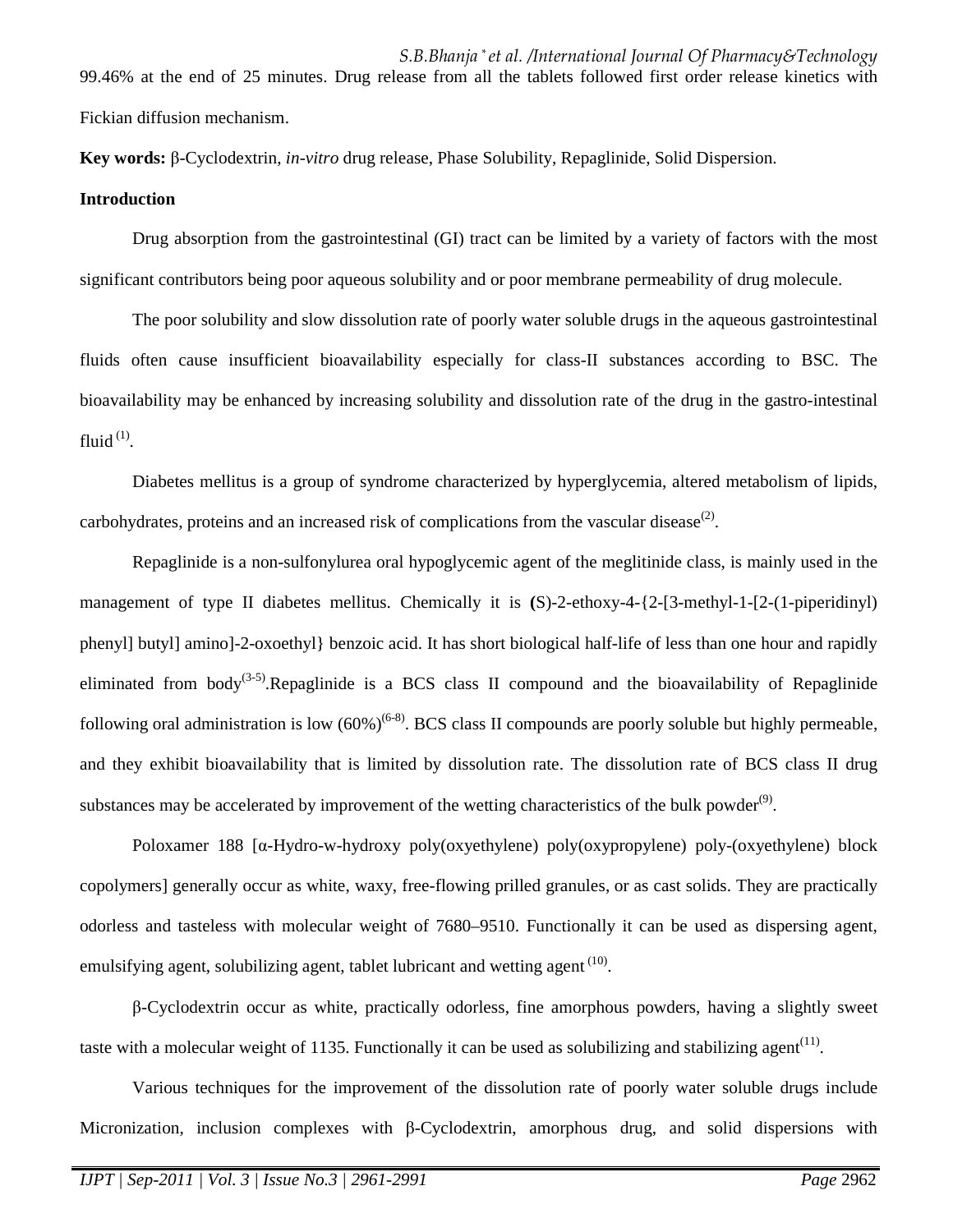99.46% at the end of 25 minutes. Drug release from all the tablets followed first order release kinetics with Fickian diffusion mechanism.

**Key words:** β-Cyclodextrin, *in-vitro* drug release, Phase Solubility, Repaglinide, Solid Dispersion.

## Introduction

Drug absorption from the gastrointestinal (GI) tract can be limited by a variety of factors with the most significant contributors being poor aqueous solubility and or poor membrane permeability of drug molecule.

The poor solubility and slow dissolution rate of poorly water soluble drugs in the aqueous gastrointestinal fluids often cause insufficient bioavailability especially for class-II substances according to BSC. The bioavailability may be enhanced by increasing solubility and dissolution rate of the drug in the gastro-intestinal fluid [(1)].

Diabetes mellitus is a group of syndrome characterized by hyperglycemia, altered metabolism of lipids, carbohydrates, proteins and an increased risk of complications from the vascular disease[(2)].

Repaglinide is a non-sulfonylurea oral hypoglycemic agent of the meglitinide class, is mainly used in the management of type II diabetes mellitus. Chemically it is **(**S)-2-ethoxy-4-{2-[3-methyl-1-[2-(1-piperidinyl) phenyl] butyl] amino]-2-oxoethyl} benzoic acid. It has short biological half-life of less than one hour and rapidly eliminated from body[(3-5)].Repaglinide is a BCS class II compound and the bioavailability of Repaglinide following oral administration is low (60%)[(6-8)]. BCS class II compounds are poorly soluble but highly permeable, and they exhibit bioavailability that is limited by dissolution rate. The dissolution rate of BCS class II drug substances may be accelerated by improvement of the wetting characteristics of the bulk powder[(9)].

Poloxamer 188 [α-Hydro-w-hydroxy poly(oxyethylene) poly(oxypropylene) poly-(oxyethylene) block copolymers] generally occur as white, waxy, free-flowing prilled granules, or as cast solids. They are practically odorless and tasteless with molecular weight of 7680–9510. Functionally it can be used as dispersing agent, emulsifying agent, solubilizing agent, tablet lubricant and wetting agent [(10)].

β-Cyclodextrin occur as white, practically odorless, fine amorphous powders, having a slightly sweet taste with a molecular weight of 1135. Functionally it can be used as solubilizing and stabilizing agent[(11)].

Various techniques for the improvement of the dissolution rate of poorly water soluble drugs include Micronization, inclusion complexes with β-Cyclodextrin, amorphous drug, and solid dispersions with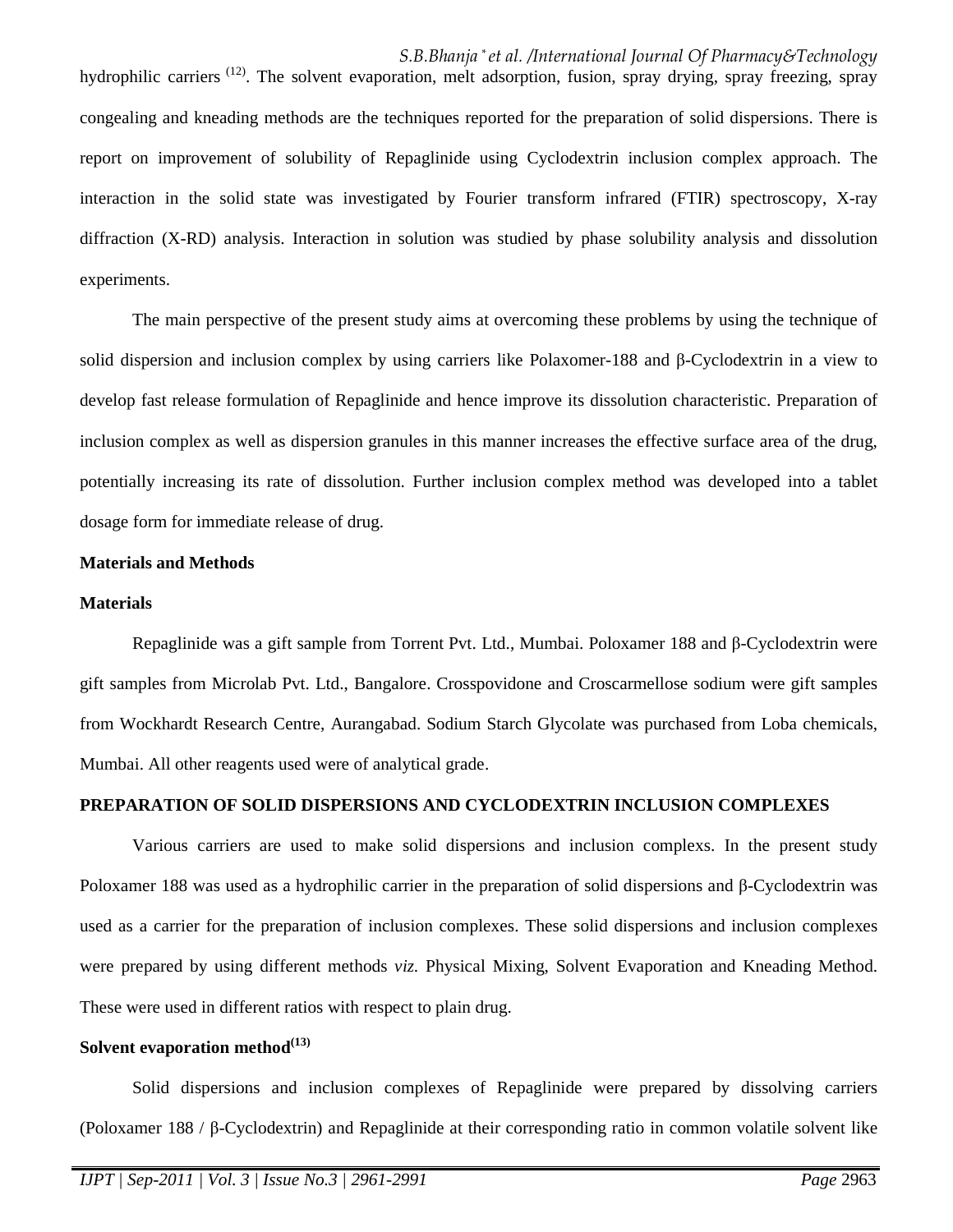hydrophilic carriers [12]. The solvent evaporation, melt adsorption, fusion, spray drying, spray freezing, spray congealing and kneading methods are the techniques reported for the preparation of solid dispersions. There is report on improvement of solubility of Repaglinide using Cyclodextrin inclusion complex approach. The interaction in the solid state was investigated by Fourier transform infrared (FTIR) spectroscopy, X-ray diffraction (X-RD) analysis. Interaction in solution was studied by phase solubility analysis and dissolution experiments.

The main perspective of the present study aims at overcoming these problems by using the technique of solid dispersion and inclusion complex by using carriers like Polaxomer-188 and β-Cyclodextrin in a view to develop fast release formulation of Repaglinide and hence improve its dissolution characteristic. Preparation of inclusion complex as well as dispersion granules in this manner increases the effective surface area of the drug, potentially increasing its rate of dissolution. Further inclusion complex method was developed into a tablet dosage form for immediate release of drug.

## Materials and Methods

### Materials

Repaglinide was a gift sample from Torrent Pvt. Ltd., Mumbai. Poloxamer 188 and β-Cyclodextrin were gift samples from Microlab Pvt. Ltd., Bangalore. Crosspovidone and Croscarmellose sodium were gift samples from Wockhardt Research Centre, Aurangabad. Sodium Starch Glycolate was purchased from Loba chemicals, Mumbai. All other reagents used were of analytical grade.

### PREPARATION OF SOLID DISPERSIONS AND CYCLODEXTRIN INCLUSION COMPLEXES

Various carriers are used to make solid dispersions and inclusion complexs. In the present study Poloxamer 188 was used as a hydrophilic carrier in the preparation of solid dispersions and β-Cyclodextrin was used as a carrier for the preparation of inclusion complexes. These solid dispersions and inclusion complexes were prepared by using different methods *viz.* Physical Mixing, Solvent Evaporation and Kneading Method. These were used in different ratios with respect to plain drug.

### Solvent evaporation method[13]

Solid dispersions and inclusion complexes of Repaglinide were prepared by dissolving carriers (Poloxamer 188 / β-Cyclodextrin) and Repaglinide at their corresponding ratio in common volatile solvent like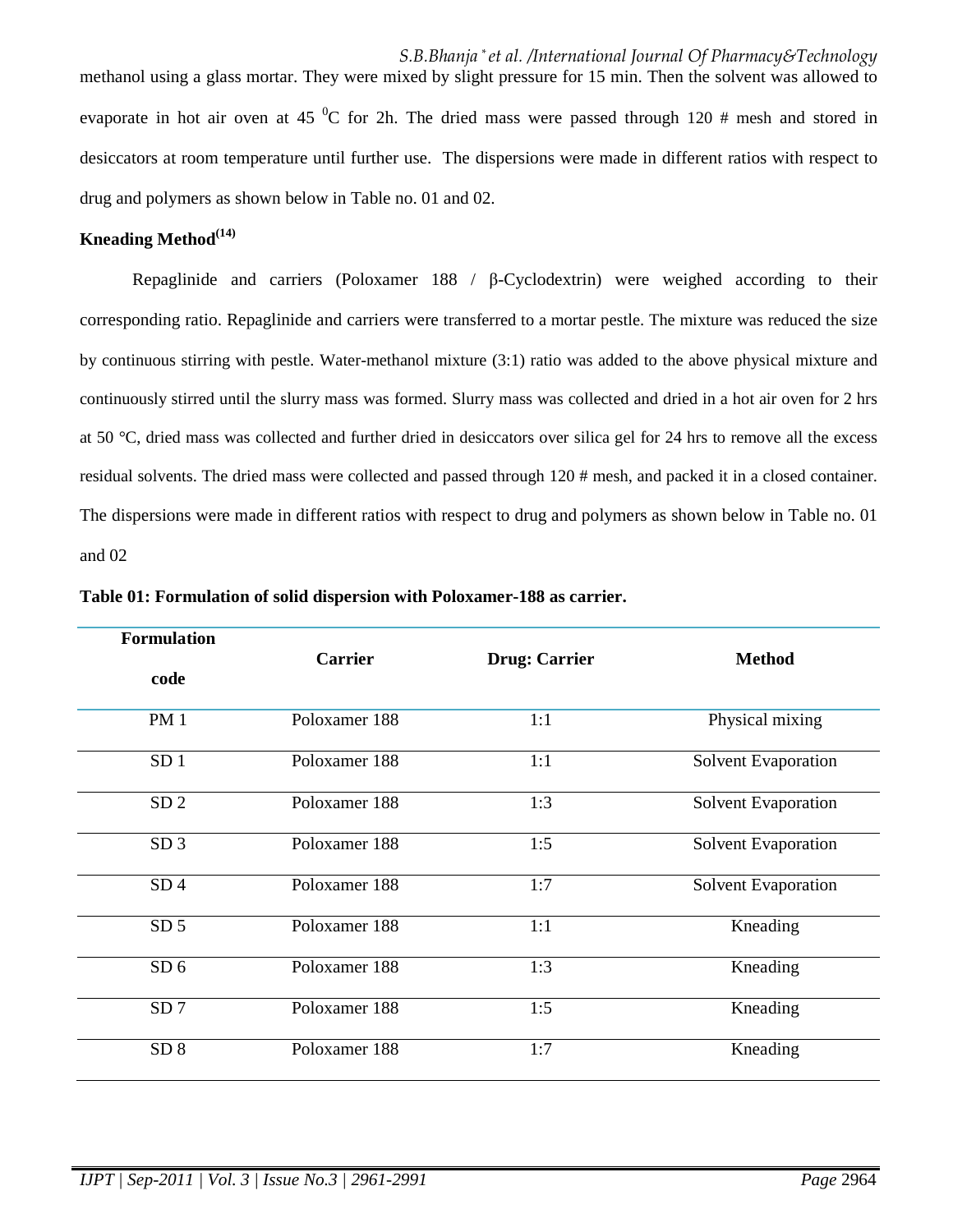methanol using a glass mortar. They were mixed by slight pressure for 15 min. Then the solvent was allowed to evaporate in hot air oven at 45 $^0$C for 2h. The dried mass were passed through 120 # mesh and stored in desiccators at room temperature until further use. The dispersions were made in different ratios with respect to drug and polymers as shown below in Table no. 01 and 02.

**Kneading Method[14]**

Repaglinide and carriers (Poloxamer 188 / β-Cyclodextrin) were weighed according to their corresponding ratio. Repaglinide and carriers were transferred to a mortar pestle. The mixture was reduced the size by continuous stirring with pestle. Water-methanol mixture (3:1) ratio was added to the above physical mixture and continuously stirred until the slurry mass was formed. Slurry mass was collected and dried in a hot air oven for 2 hrs at 50 °C, dried mass was collected and further dried in desiccators over silica gel for 24 hrs to remove all the excess residual solvents. The dried mass were collected and passed through 120 # mesh, and packed it in a closed container. The dispersions were made in different ratios with respect to drug and polymers as shown below in Table no. 01 and 02

**Table 01: Formulation of solid dispersion with Poloxamer-188 as carrier.**

| Formulation code | Carrier | Drug: Carrier | Method |
|---|---|---|---|
| PM 1 | Poloxamer 188 | 1:1 | Physical mixing |
| SD 1 | Poloxamer 188 | 1:1 | Solvent Evaporation |
| SD 2 | Poloxamer 188 | 1:3 | Solvent Evaporation |
| SD 3 | Poloxamer 188 | 1:5 | Solvent Evaporation |
| SD 4 | Poloxamer 188 | 1:7 | Solvent Evaporation |
| SD 5 | Poloxamer 188 | 1:1 | Kneading |
| SD 6 | Poloxamer 188 | 1:3 | Kneading |
| SD 7 | Poloxamer 188 | 1:5 | Kneading |
| SD 8 | Poloxamer 188 | 1:7 | Kneading |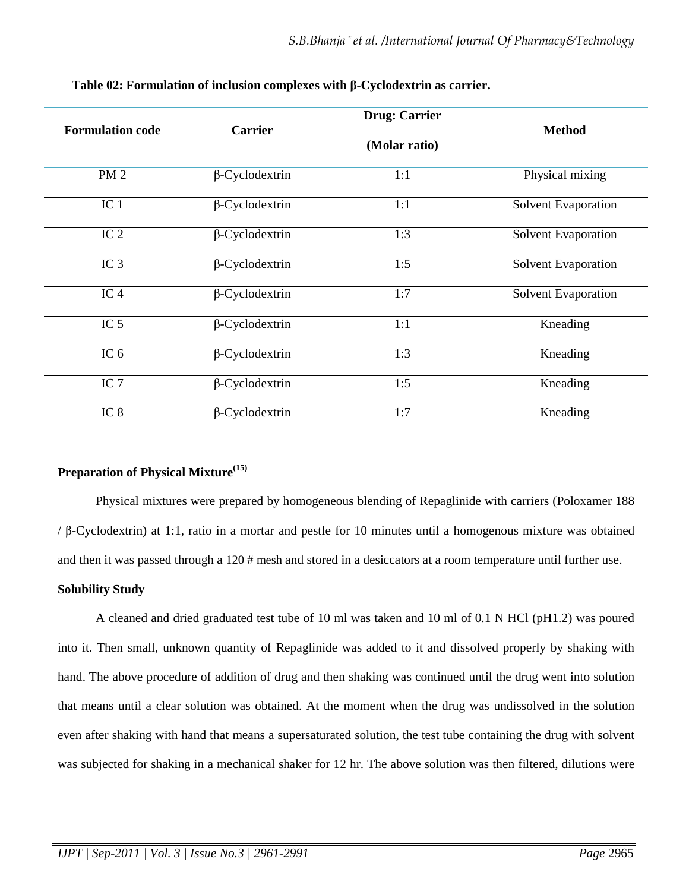**Table 02: Formulation of inclusion complexes with β-Cyclodextrin as carrier.**

| Formulation code | Carrier | Drug: Carrier (Molar ratio) | Method |
|---|---|---|---|
| PM 2 | β-Cyclodextrin | 1:1 | Physical mixing |
| IC 1 | β-Cyclodextrin | 1:1 | Solvent Evaporation |
| IC 2 | β-Cyclodextrin | 1:3 | Solvent Evaporation |
| IC 3 | β-Cyclodextrin | 1:5 | Solvent Evaporation |
| IC 4 | β-Cyclodextrin | 1:7 | Solvent Evaporation |
| IC 5 | β-Cyclodextrin | 1:1 | Kneading |
| IC 6 | β-Cyclodextrin | 1:3 | Kneading |
| IC 7 | β-Cyclodextrin | 1:5 | Kneading |
| IC 8 | β-Cyclodextrin | 1:7 | Kneading |

**Preparation of Physical Mixture[15]**

Physical mixtures were prepared by homogeneous blending of Repaglinide with carriers (Poloxamer 188 / β-Cyclodextrin) at 1:1, ratio in a mortar and pestle for 10 minutes until a homogenous mixture was obtained and then it was passed through a 120 # mesh and stored in a desiccators at a room temperature until further use.

**Solubility Study**

A cleaned and dried graduated test tube of 10 ml was taken and 10 ml of 0.1 N HCl (pH1.2) was poured into it. Then small, unknown quantity of Repaglinide was added to it and dissolved properly by shaking with hand. The above procedure of addition of drug and then shaking was continued until the drug went into solution that means until a clear solution was obtained. At the moment when the drug was undissolved in the solution even after shaking with hand that means a supersaturated solution, the test tube containing the drug with solvent was subjected for shaking in a mechanical shaker for 12 hr. The above solution was then filtered, dilutions were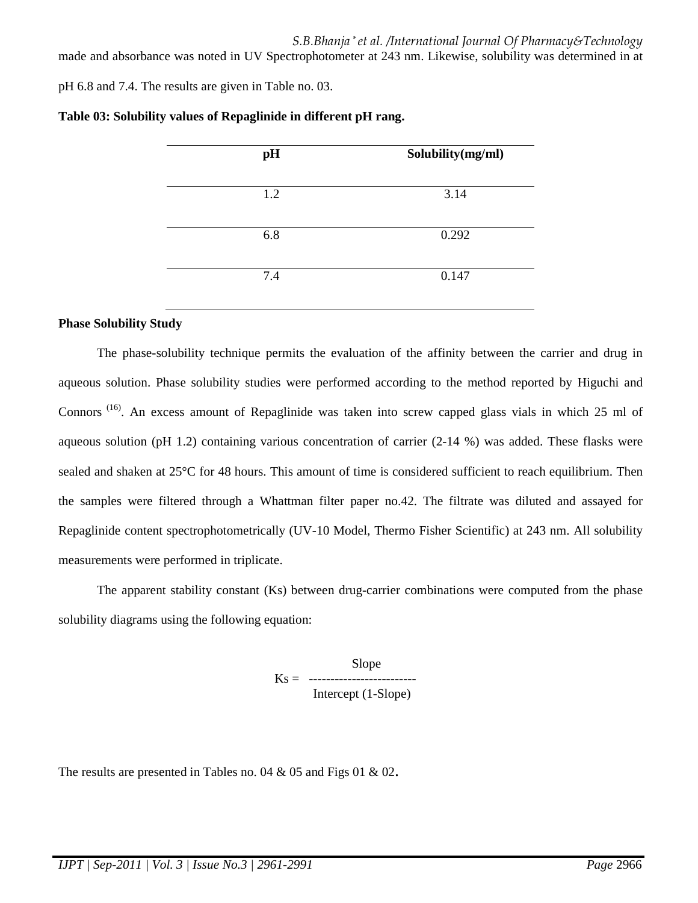made and absorbance was noted in UV Spectrophotometer at 243 nm. Likewise, solubility was determined in at pH 6.8 and 7.4. The results are given in Table no. 03.

**Table 03: Solubility values of Repaglinide in different pH rang.**

| pH | Solubility(mg/ml) |
|---|---|
| 1.2 | 3.14 |
| 6.8 | 0.292 |
| 7.4 | 0.147 |

**Phase Solubility Study**

The phase-solubility technique permits the evaluation of the affinity between the carrier and drug in aqueous solution. Phase solubility studies were performed according to the method reported by Higuchi and Connors [16]. An excess amount of Repaglinide was taken into screw capped glass vials in which 25 ml of aqueous solution (pH 1.2) containing various concentration of carrier (2-14 %) was added. These flasks were sealed and shaken at 25°C for 48 hours. This amount of time is considered sufficient to reach equilibrium. Then the samples were filtered through a Whattman filter paper no.42. The filtrate was diluted and assayed for Repaglinide content spectrophotometrically (UV-10 Model, Thermo Fisher Scientific) at 243 nm. All solubility measurements were performed in triplicate.

The apparent stability constant (Ks) between drug-carrier combinations were computed from the phase solubility diagrams using the following equation:

$$Ks = \frac{\text{Slope}}{\text{Intercept (1-Slope)}}$$

The results are presented in Tables no. 04 & 05 and Figs 01 & 02.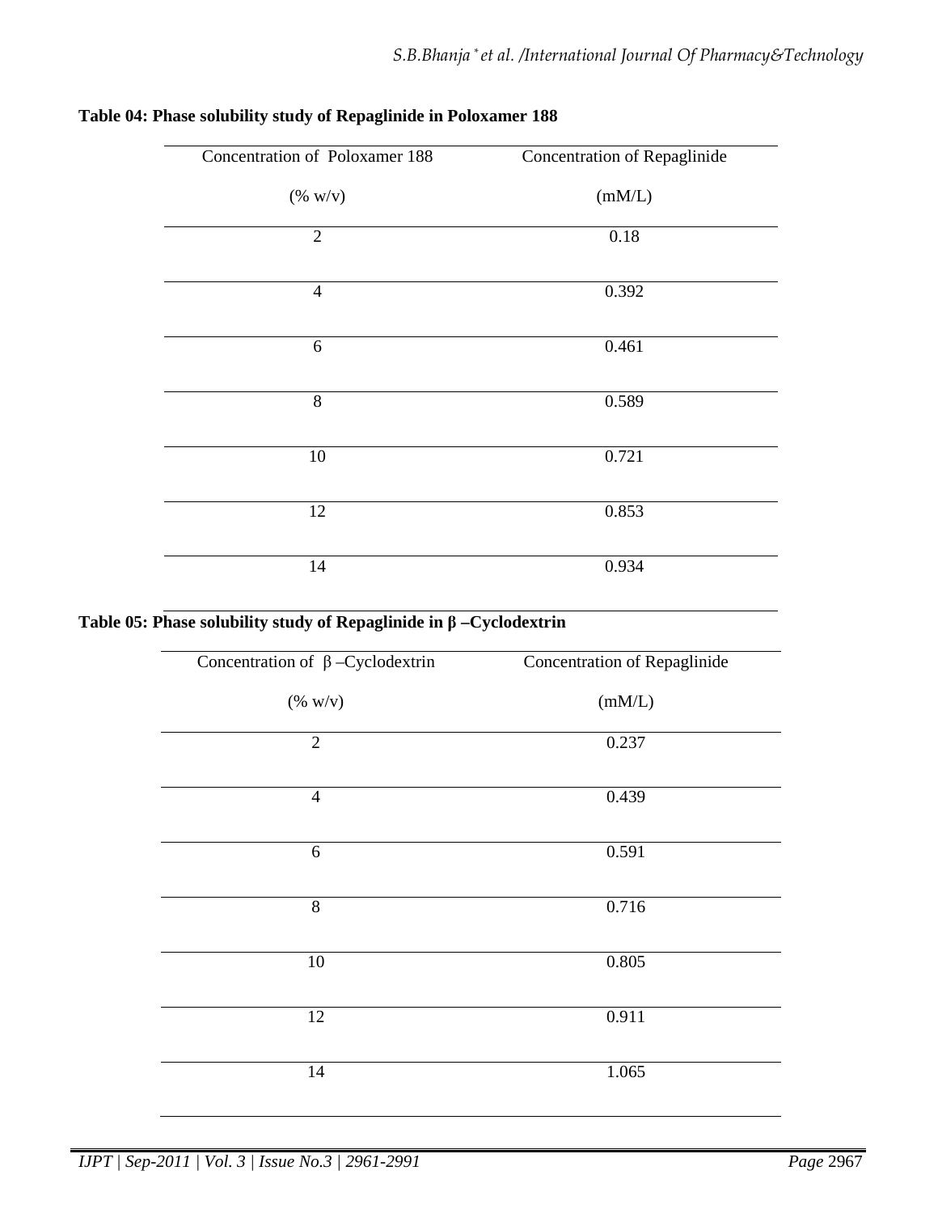**Table 04: Phase solubility study of Repaglinide in Poloxamer 188**

| Concentration of Poloxamer 188 (% w/v) | Concentration of Repaglinide (mM/L) |
|---|---|
| 2 | 0.18 |
| 4 | 0.392 |
| 6 | 0.461 |
| 8 | 0.589 |
| 10 | 0.721 |
| 12 | 0.853 |
| 14 | 0.934 |

**Table 05: Phase solubility study of Repaglinide in β –Cyclodextrin**

| Concentration of β –Cyclodextrin (% w/v) | Concentration of Repaglinide (mM/L) |
|---|---|
| 2 | 0.237 |
| 4 | 0.439 |
| 6 | 0.591 |
| 8 | 0.716 |
| 10 | 0.805 |
| 12 | 0.911 |
| 14 | 1.065 |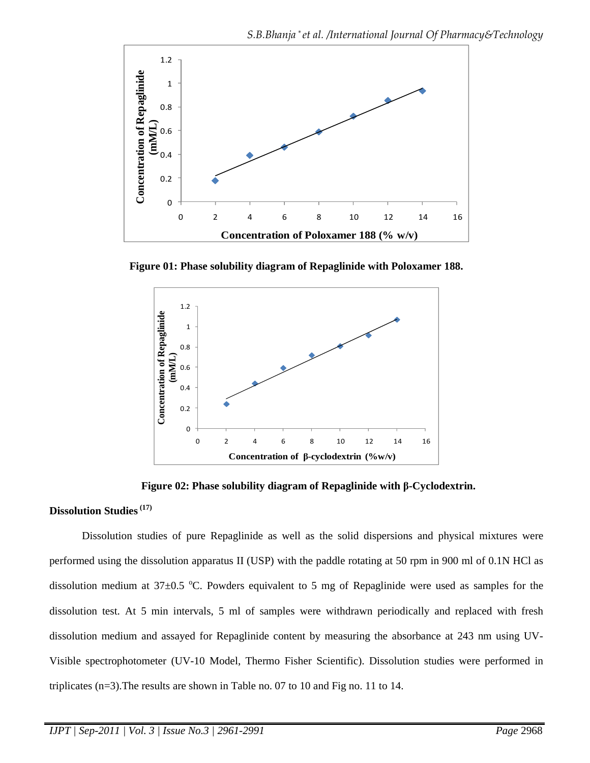Figure 01: Phase solubility diagram of Repaglinide with Poloxamer 188.

Figure 02: Phase solubility diagram of Repaglinide with β-Cyclodextrin.

**Dissolution Studies [17]**

Dissolution studies of pure Repaglinide as well as the solid dispersions and physical mixtures were performed using the dissolution apparatus II (USP) with the paddle rotating at 50 rpm in 900 ml of 0.1N HCl as dissolution medium at 37±0.5 °C. Powders equivalent to 5 mg of Repaglinide were used as samples for the dissolution test. At 5 min intervals, 5 ml of samples were withdrawn periodically and replaced with fresh dissolution medium and assayed for Repaglinide content by measuring the absorbance at 243 nm using UV-Visible spectrophotometer (UV-10 Model, Thermo Fisher Scientific). Dissolution studies were performed in triplicates (n=3).The results are shown in Table no. 07 to 10 and Fig no. 11 to 14.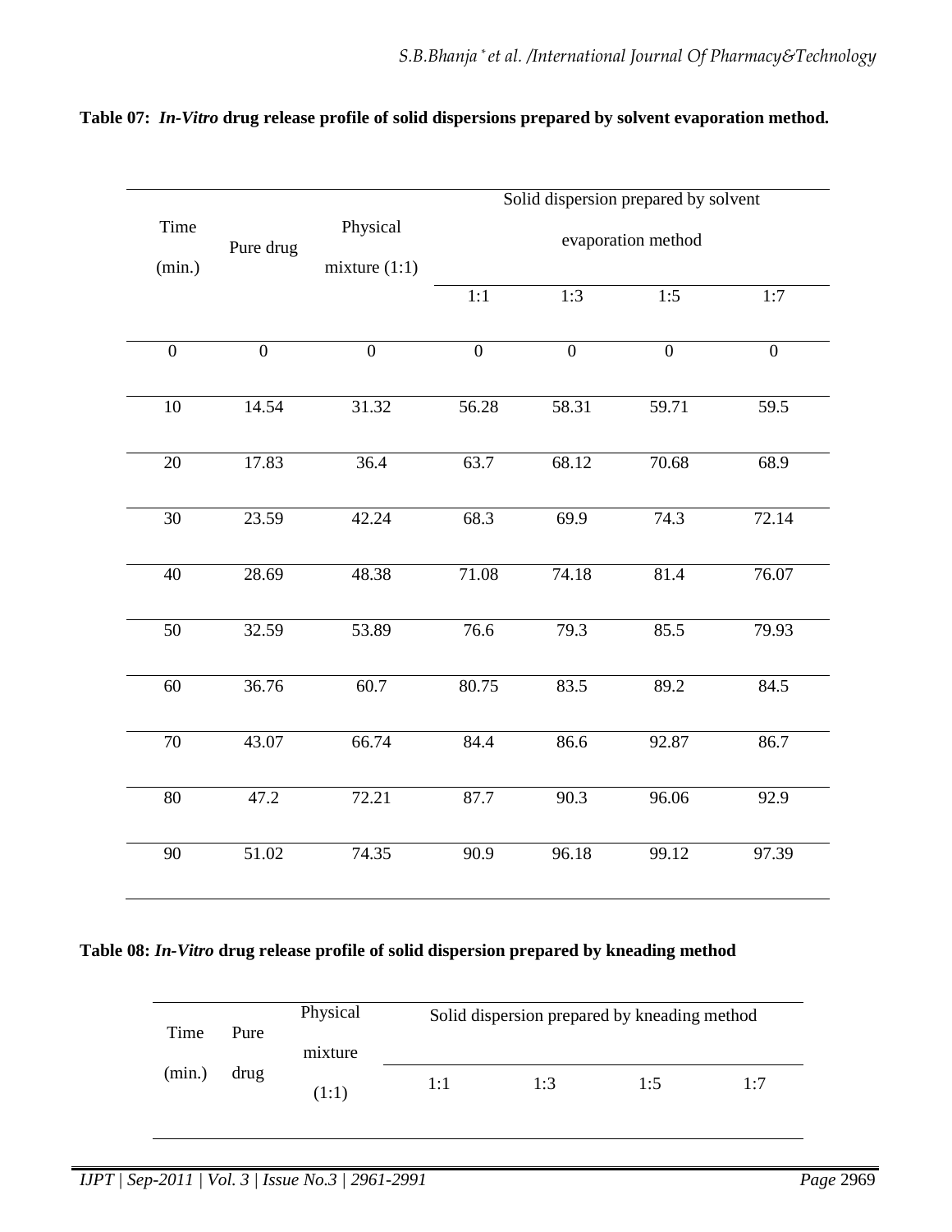**Table 07: *In-Vitro* drug release profile of solid dispersions prepared by solvent evaporation method.**

| Time (min.) | Pure drug | Physical mixture (1:1) | Solid dispersion prepared by solvent evaporation method | | | |
|---|---|---|---|---|---|---|
| | | | 1:1 | 1:3 | 1:5 | 1:7 |
| 0 | 0 | 0 | 0 | 0 | 0 | 0 |
| 10 | 14.54 | 31.32 | 56.28 | 58.31 | 59.71 | 59.5 |
| 20 | 17.83 | 36.4 | 63.7 | 68.12 | 70.68 | 68.9 |
| 30 | 23.59 | 42.24 | 68.3 | 69.9 | 74.3 | 72.14 |
| 40 | 28.69 | 48.38 | 71.08 | 74.18 | 81.4 | 76.07 |
| 50 | 32.59 | 53.89 | 76.6 | 79.3 | 85.5 | 79.93 |
| 60 | 36.76 | 60.7 | 80.75 | 83.5 | 89.2 | 84.5 |
| 70 | 43.07 | 66.74 | 84.4 | 86.6 | 92.87 | 86.7 |
| 80 | 47.2 | 72.21 | 87.7 | 90.3 | 96.06 | 92.9 |
| 90 | 51.02 | 74.35 | 90.9 | 96.18 | 99.12 | 97.39 |

**Table 08: *In-Vitro* drug release profile of solid dispersion prepared by kneading method**

| Time (min.) | Pure drug | Physical mixture (1:1) | Solid dispersion prepared by kneading method | | | |
|---|---|---|---|---|---|---|
| | | | 1:1 | 1:3 | 1:5 | 1:7 |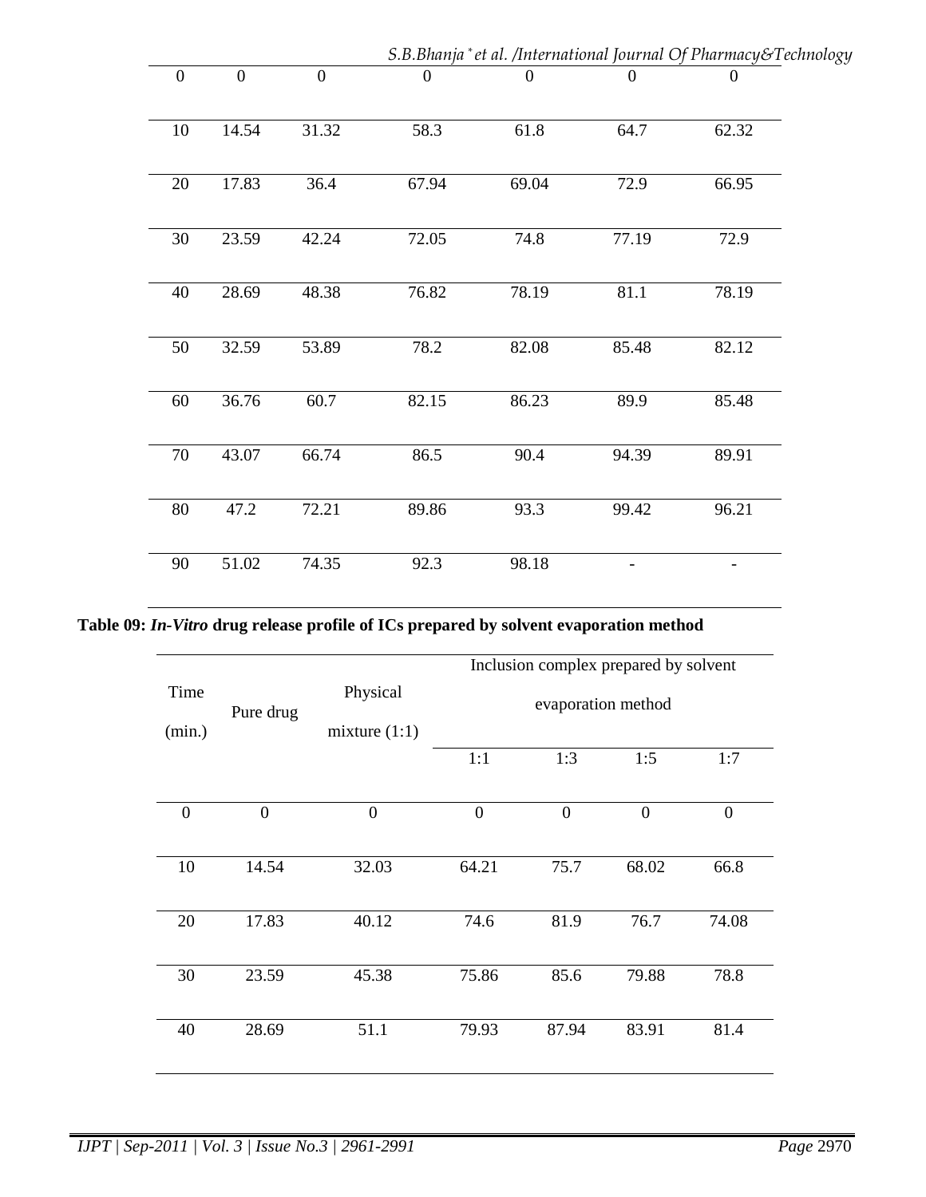| | | | | | | |
|---|---|---|---|---|---|---|
| 0 | 0 | 0 | 0 | 0 | 0 | 0 |
| 10 | 14.54 | 31.32 | 58.3 | 61.8 | 64.7 | 62.32 |
| 20 | 17.83 | 36.4 | 67.94 | 69.04 | 72.9 | 66.95 |
| 30 | 23.59 | 42.24 | 72.05 | 74.8 | 77.19 | 72.9 |
| 40 | 28.69 | 48.38 | 76.82 | 78.19 | 81.1 | 78.19 |
| 50 | 32.59 | 53.89 | 78.2 | 82.08 | 85.48 | 82.12 |
| 60 | 36.76 | 60.7 | 82.15 | 86.23 | 89.9 | 85.48 |
| 70 | 43.07 | 66.74 | 86.5 | 90.4 | 94.39 | 89.91 |
| 80 | 47.2 | 72.21 | 89.86 | 93.3 | 99.42 | 96.21 |
| 90 | 51.02 | 74.35 | 92.3 | 98.18 | - | - |

**Table 09: *In-Vitro* drug release profile of ICs prepared by solvent evaporation method**

| Time (min.) | Pure drug | Physical mixture (1:1) | Inclusion complex prepared by solvent evaporation method | | | |
|---|---|---|---|---|---|---|
| | | | 1:1 | 1:3 | 1:5 | 1:7 |
| 0 | 0 | 0 | 0 | 0 | 0 | 0 |
| 10 | 14.54 | 32.03 | 64.21 | 75.7 | 68.02 | 66.8 |
| 20 | 17.83 | 40.12 | 74.6 | 81.9 | 76.7 | 74.08 |
| 30 | 23.59 | 45.38 | 75.86 | 85.6 | 79.88 | 78.8 |
| 40 | 28.69 | 51.1 | 79.93 | 87.94 | 83.91 | 81.4 |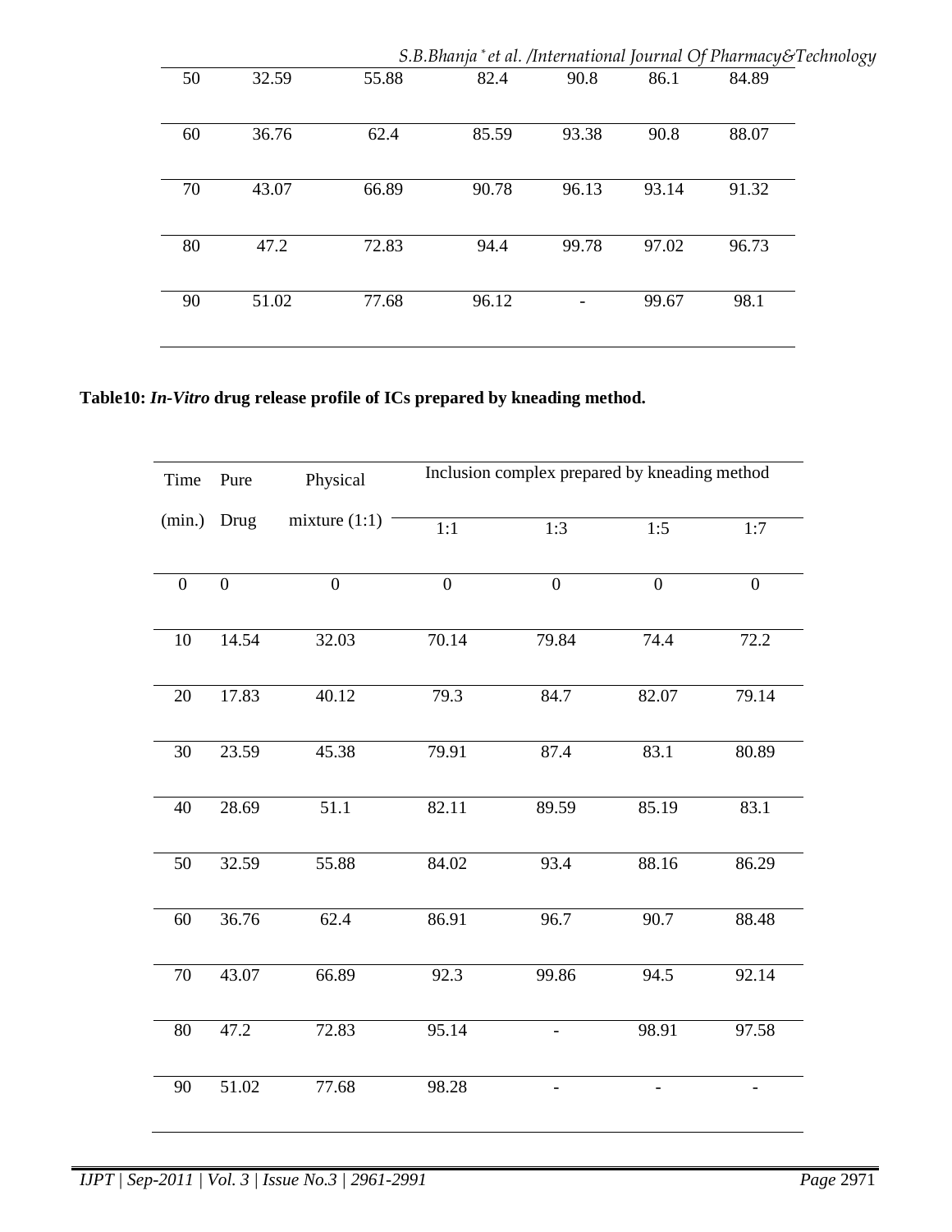| 50 | 32.59 | 55.88 | 82.4 | 90.8 | 86.1 | 84.89 |
|---|---|---|---|---|---|---|
| 60 | 36.76 | 62.4 | 85.59 | 93.38 | 90.8 | 88.07 |
| 70 | 43.07 | 66.89 | 90.78 | 96.13 | 93.14 | 91.32 |
| 80 | 47.2 | 72.83 | 94.4 | 99.78 | 97.02 | 96.73 |
| 90 | 51.02 | 77.68 | 96.12 | - | 99.67 | 98.1 |

**Table10: *In-Vitro* drug release profile of ICs prepared by kneading method.**

| Time (min.) | Pure Drug | Physical mixture (1:1) | Inclusion complex prepared by kneading method | | | |
|---|---|---|---|---|---|---|
| | | | 1:1 | 1:3 | 1:5 | 1:7 |
| 0 | 0 | 0 | 0 | 0 | 0 | 0 |
| 10 | 14.54 | 32.03 | 70.14 | 79.84 | 74.4 | 72.2 |
| 20 | 17.83 | 40.12 | 79.3 | 84.7 | 82.07 | 79.14 |
| 30 | 23.59 | 45.38 | 79.91 | 87.4 | 83.1 | 80.89 |
| 40 | 28.69 | 51.1 | 82.11 | 89.59 | 85.19 | 83.1 |
| 50 | 32.59 | 55.88 | 84.02 | 93.4 | 88.16 | 86.29 |
| 60 | 36.76 | 62.4 | 86.91 | 96.7 | 90.7 | 88.48 |
| 70 | 43.07 | 66.89 | 92.3 | 99.86 | 94.5 | 92.14 |
| 80 | 47.2 | 72.83 | 95.14 | - | 98.91 | 97.58 |
| 90 | 51.02 | 77.68 | 98.28 | - | - | - |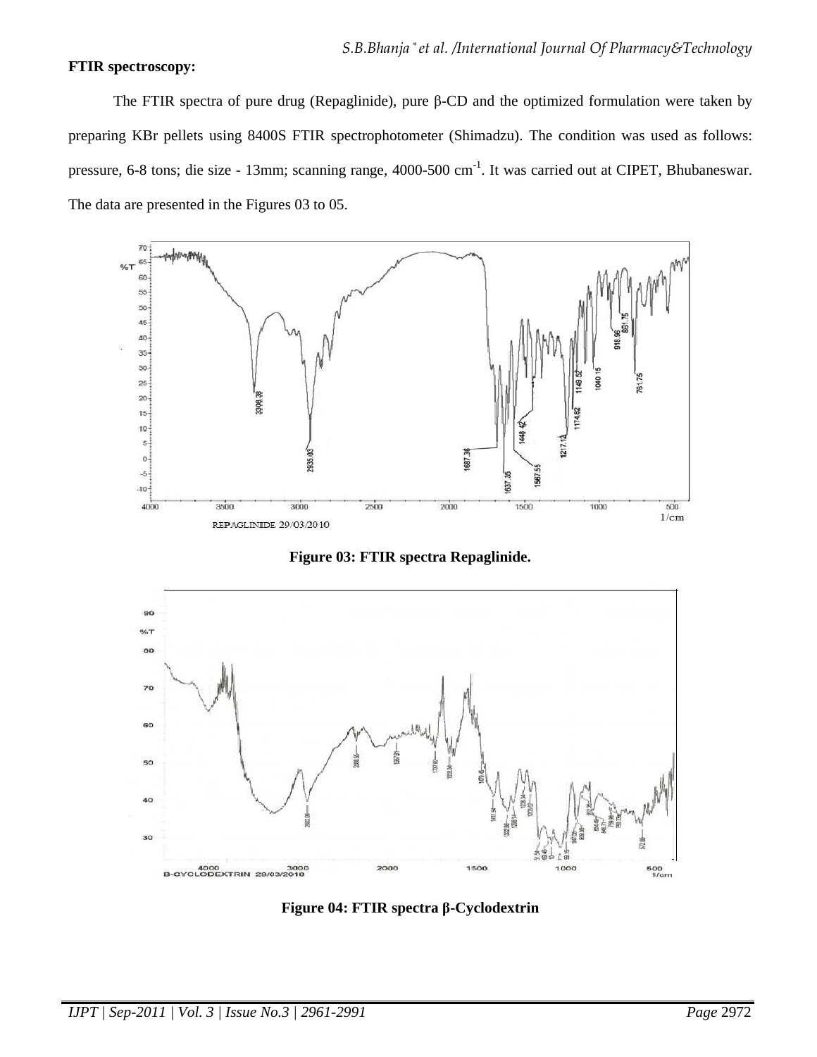**FTIR spectroscopy:**

The FTIR spectra of pure drug (Repaglinide), pure β-CD and the optimized formulation were taken by preparing KBr pellets using 8400S FTIR spectrophotometer (Shimadzu). The condition was used as follows: pressure, 6-8 tons; die size - 13mm; scanning range, 4000-500 $cm^{-1}$. It was carried out at CIPET, Bhubaneswar. The data are presented in the Figures 03 to 05.

**Figure 03: FTIR spectra Repaglinide.**

**Figure 04: FTIR spectra β-Cyclodextrin**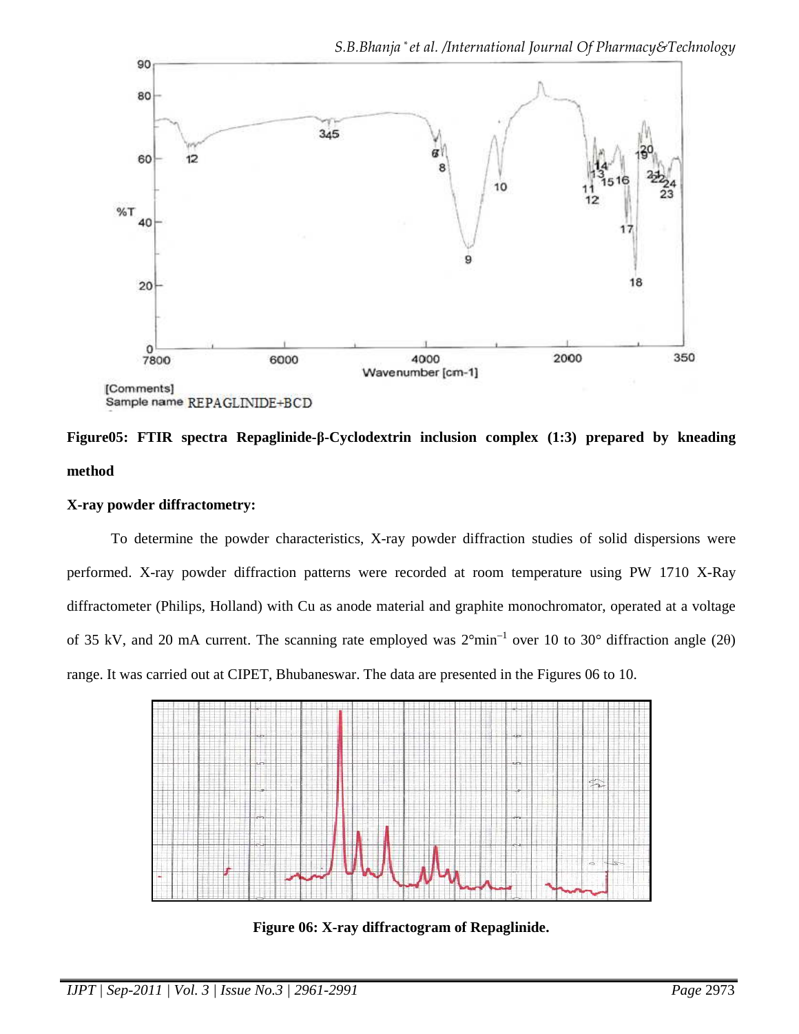Figure05: FTIR spectra Repaglinide-β-Cyclodextrin inclusion complex (1:3) prepared by kneading method

**X-ray powder diffractometry:**

To determine the powder characteristics, X-ray powder diffraction studies of solid dispersions were performed. X-ray powder diffraction patterns were recorded at room temperature using PW 1710 X-Ray diffractometer (Philips, Holland) with Cu as anode material and graphite monochromator, operated at a voltage of 35 kV, and 20 mA current. The scanning rate employed was $2°min^{-1}$ over 10 to 30° diffraction angle (2θ) range. It was carried out at CIPET, Bhubaneswar. The data are presented in the Figures 06 to 10.

**Figure 06: X-ray diffractogram of Repaglinide.**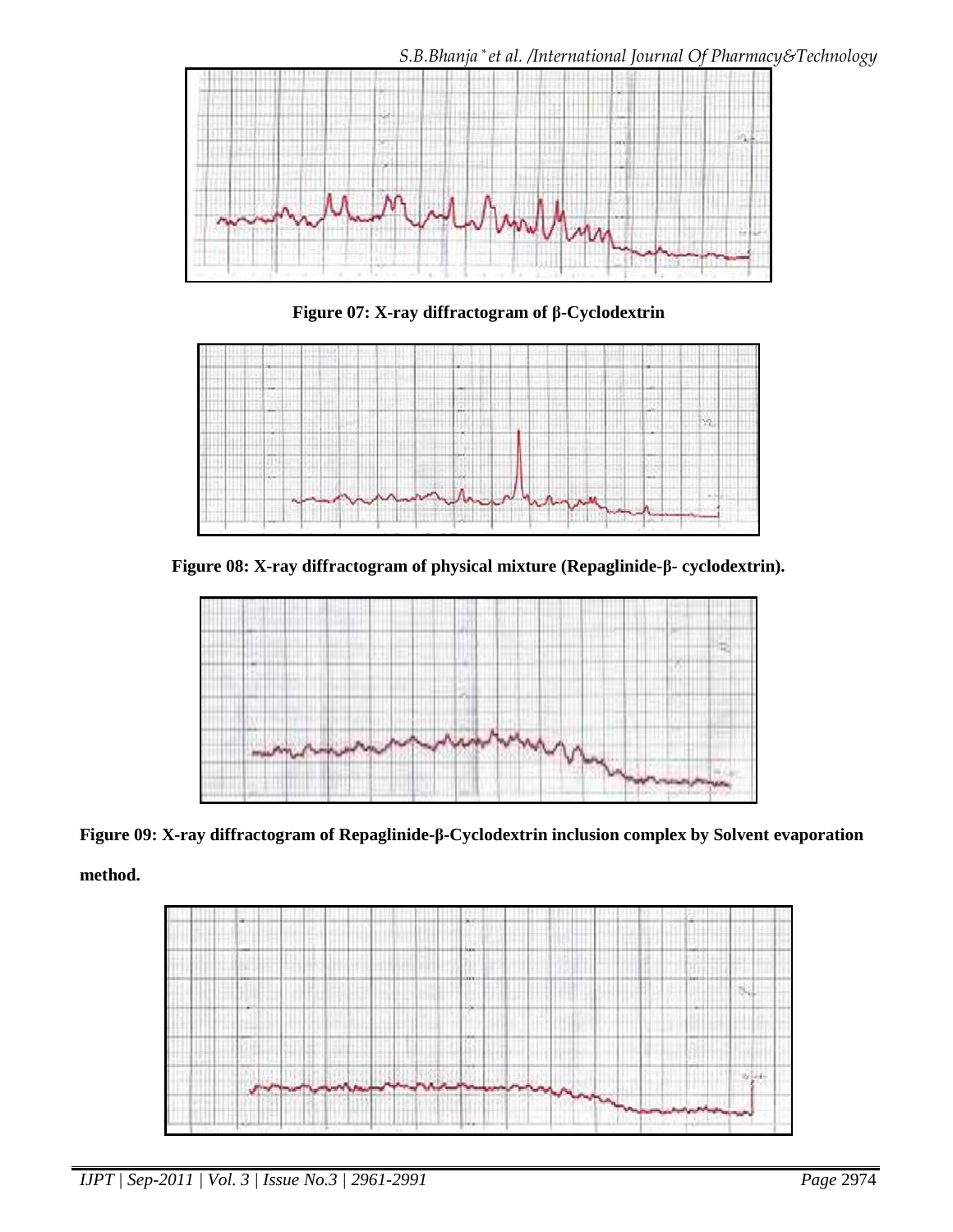**Figure 07: X-ray diffractogram of β-Cyclodextrin**

**Figure 08: X-ray diffractogram of physical mixture (Repaglinide-β- cyclodextrin).**

**Figure 09: X-ray diffractogram of Repaglinide-β-Cyclodextrin inclusion complex by Solvent evaporation method.**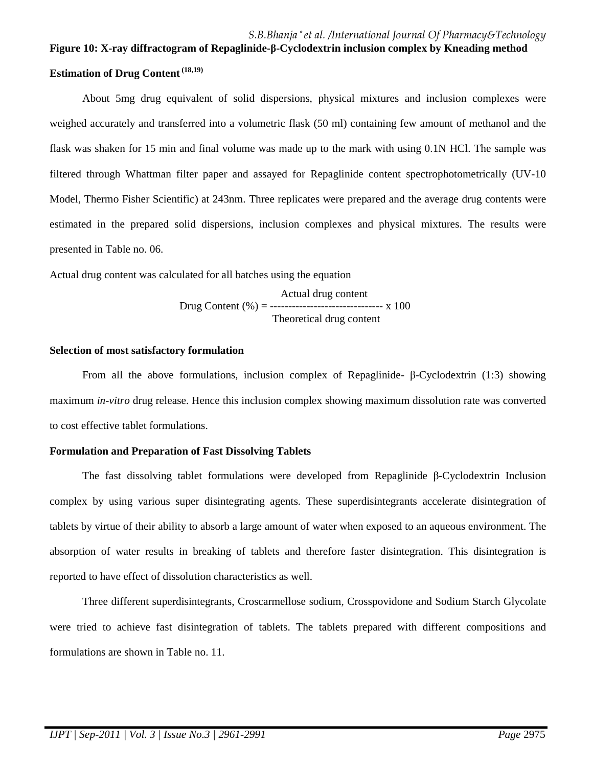**Figure 10: X-ray diffractogram of Repaglinide-β-Cyclodextrin inclusion complex by Kneading method**

**Estimation of Drug Content [18,19]**

About 5mg drug equivalent of solid dispersions, physical mixtures and inclusion complexes were weighed accurately and transferred into a volumetric flask (50 ml) containing few amount of methanol and the flask was shaken for 15 min and final volume was made up to the mark with using 0.1N HCl. The sample was filtered through Whattman filter paper and assayed for Repaglinide content spectrophotometrically (UV-10 Model, Thermo Fisher Scientific) at 243nm. Three replicates were prepared and the average drug contents were estimated in the prepared solid dispersions, inclusion complexes and physical mixtures. The results were presented in Table no. 06.

Actual drug content was calculated for all batches using the equation

$$\text{Drug Content (\%)} = \frac{\text{Actual drug content}}{\text{Theoretical drug content}} \times 100$$

**Selection of most satisfactory formulation**

From all the above formulations, inclusion complex of Repaglinide- β-Cyclodextrin (1:3) showing maximum *in-vitro* drug release. Hence this inclusion complex showing maximum dissolution rate was converted to cost effective tablet formulations.

**Formulation and Preparation of Fast Dissolving Tablets**

The fast dissolving tablet formulations were developed from Repaglinide β-Cyclodextrin Inclusion complex by using various super disintegrating agents. These superdisintegrants accelerate disintegration of tablets by virtue of their ability to absorb a large amount of water when exposed to an aqueous environment. The absorption of water results in breaking of tablets and therefore faster disintegration. This disintegration is reported to have effect of dissolution characteristics as well.

Three different superdisintegrants, Croscarmellose sodium, Crosspovidone and Sodium Starch Glycolate were tried to achieve fast disintegration of tablets. The tablets prepared with different compositions and formulations are shown in Table no. 11.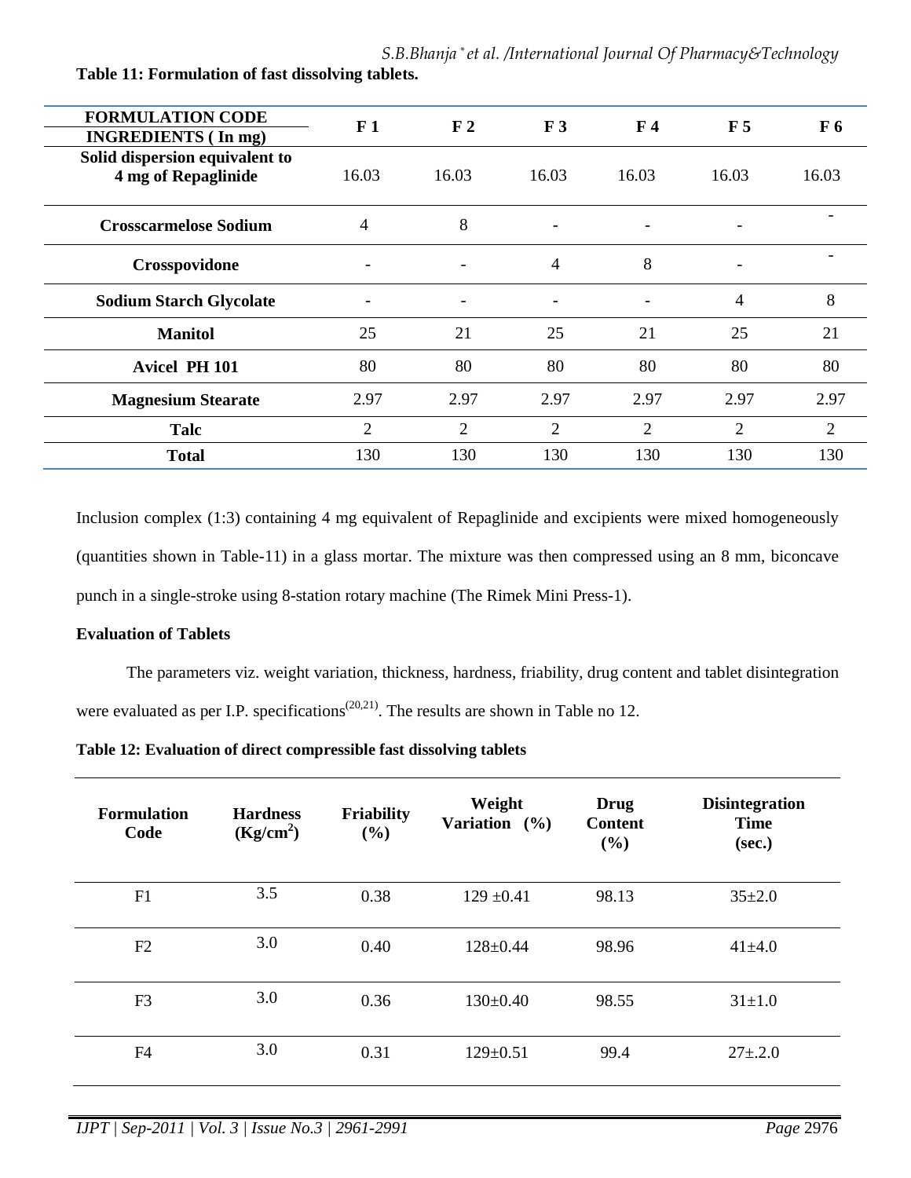**Table 11: Formulation of fast dissolving tablets.**

| FORMULATION CODE / INGREDIENTS ( In mg) | F 1 | F 2 | F 3 | F 4 | F 5 | F 6 |
|---|---|---|---|---|---|---|
| **Solid dispersion equivalent to 4 mg of Repaglinide** | 16.03 | 16.03 | 16.03 | 16.03 | 16.03 | 16.03 |
| **Crosscarmelose Sodium** | 4 | 8 | - | - | - | - |
| **Crosspovidone** | - | - | 4 | 8 | - | - |
| **Sodium Starch Glycolate** | - | - | - | - | 4 | 8 |
| **Manitol** | 25 | 21 | 25 | 21 | 25 | 21 |
| **Avicel PH 101** | 80 | 80 | 80 | 80 | 80 | 80 |
| **Magnesium Stearate** | 2.97 | 2.97 | 2.97 | 2.97 | 2.97 | 2.97 |
| **Talc** | 2 | 2 | 2 | 2 | 2 | 2 |
| **Total** | 130 | 130 | 130 | 130 | 130 | 130 |

Inclusion complex (1:3) containing 4 mg equivalent of Repaglinide and excipients were mixed homogeneously (quantities shown in Table-11) in a glass mortar. The mixture was then compressed using an 8 mm, biconcave punch in a single-stroke using 8-station rotary machine (The Rimek Mini Press-1).

**Evaluation of Tablets**

The parameters viz. weight variation, thickness, hardness, friability, drug content and tablet disintegration were evaluated as per I.P. specifications[20,21]. The results are shown in Table no 12.

**Table 12: Evaluation of direct compressible fast dissolving tablets**

| Formulation Code | Hardness ($Kg/cm^2$) | Friability (%) | Weight Variation (%) | Drug Content (%) | Disintegration Time (sec.) |
|---|---|---|---|---|---|
| F1 | 3.5 | 0.38 | 129 ±0.41 | 98.13 | 35±2.0 |
| F2 | 3.0 | 0.40 | 128±0.44 | 98.96 | 41±4.0 |
| F3 | 3.0 | 0.36 | 130±0.40 | 98.55 | 31±1.0 |
| F4 | 3.0 | 0.31 | 129±0.51 | 99.4 | 27±.2.0 |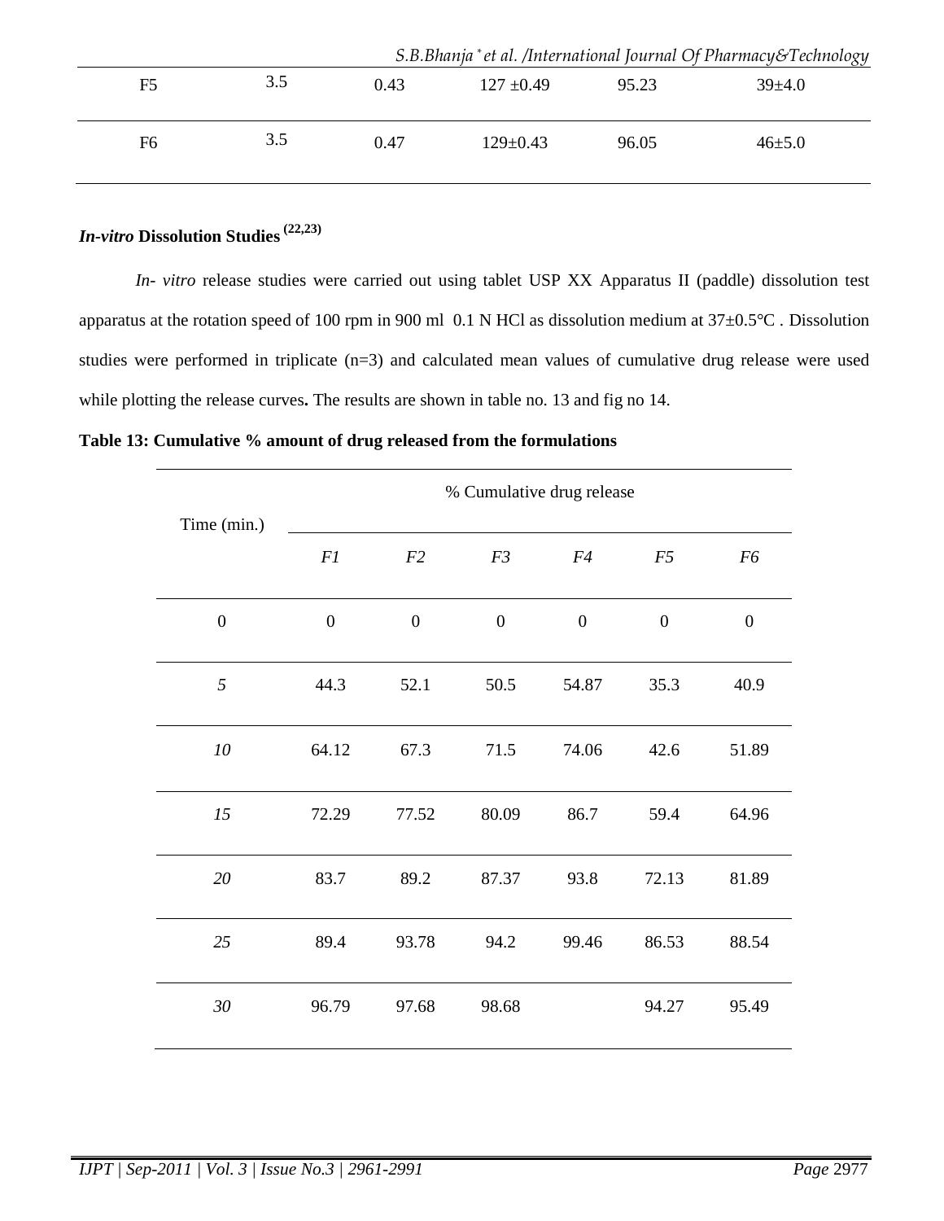| F5 | 3.5 | 0.43 | 127 ±0.49 | 95.23 | 39±4.0 |
|---|---|---|---|---|---|
| F6 | 3.5 | 0.47 | 129±0.43 | 96.05 | 46±5.0 |

### *In-vitro* Dissolution Studies [22,23]

*In- vitro* release studies were carried out using tablet USP XX Apparatus II (paddle) dissolution test apparatus at the rotation speed of 100 rpm in 900 ml 0.1 N HCl as dissolution medium at 37±0.5°C . Dissolution studies were performed in triplicate (n=3) and calculated mean values of cumulative drug release were used while plotting the release curves**.** The results are shown in table no. 13 and fig no 14.

**Table 13: Cumulative % amount of drug released from the formulations**

| Time (min.) | % Cumulative drug release | | | | | |
|---|---|---|---|---|---|---|
| | *F1* | *F2* | *F3* | *F4* | *F5* | *F6* |
| 0 | 0 | 0 | 0 | 0 | 0 | 0 |
| *5* | 44.3 | 52.1 | 50.5 | 54.87 | 35.3 | 40.9 |
| *10* | 64.12 | 67.3 | 71.5 | 74.06 | 42.6 | 51.89 |
| *15* | 72.29 | 77.52 | 80.09 | 86.7 | 59.4 | 64.96 |
| *20* | 83.7 | 89.2 | 87.37 | 93.8 | 72.13 | 81.89 |
| *25* | 89.4 | 93.78 | 94.2 | 99.46 | 86.53 | 88.54 |
| *30* | 96.79 | 97.68 | 98.68 | | 94.27 | 95.49 |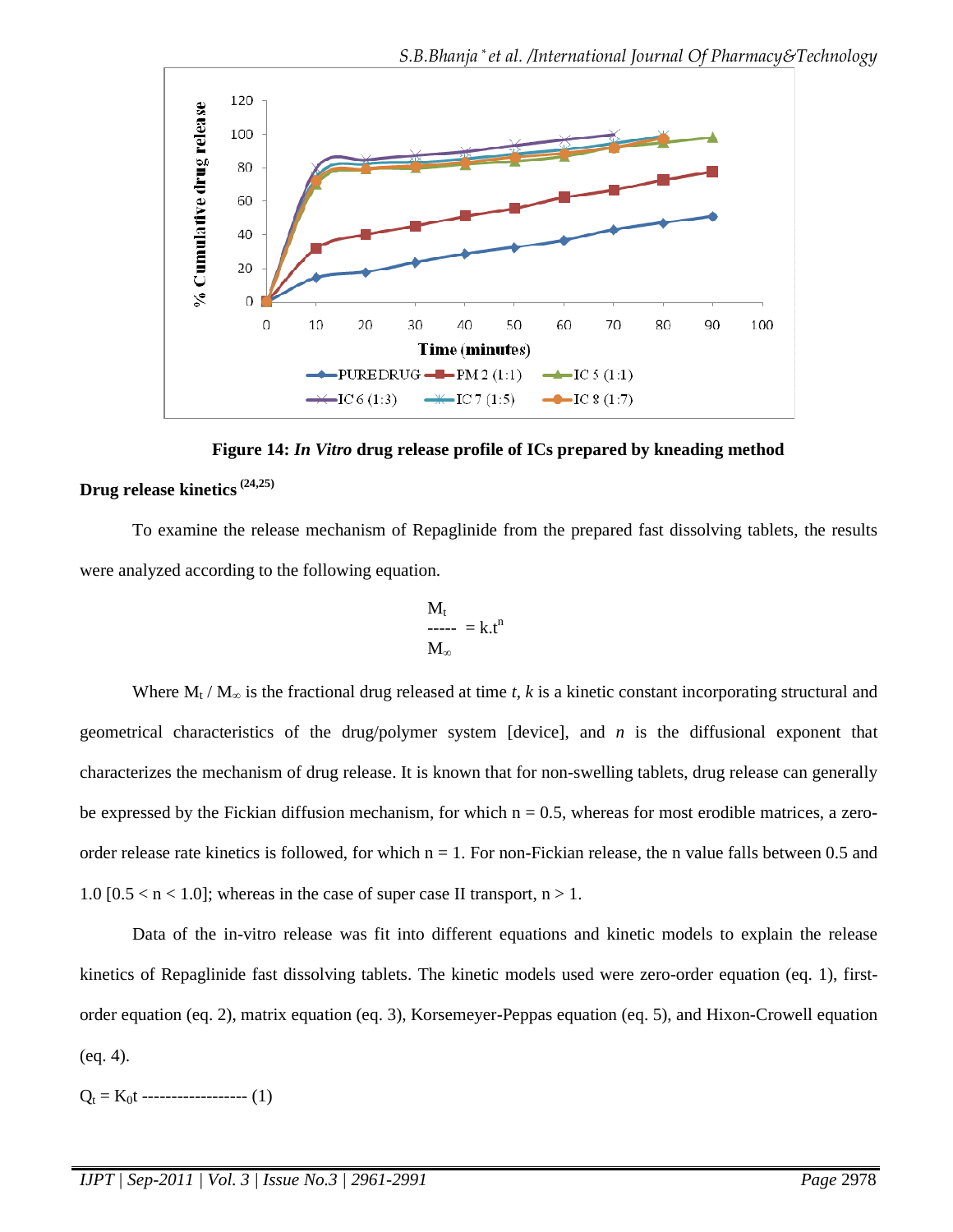**Figure 14:** ***In Vitro*** **drug release profile of ICs prepared by kneading method**

## Drug release kinetics [24,25]

To examine the release mechanism of Repaglinide from the prepared fast dissolving tablets, the results were analyzed according to the following equation.

$$\frac{M_t}{M_\infty} = k.t^n$$

Where $M_t / M_\infty$ is the fractional drug released at time *t*, *k* is a kinetic constant incorporating structural and geometrical characteristics of the drug/polymer system [device], and *n* is the diffusional exponent that characterizes the mechanism of drug release. It is known that for non-swelling tablets, drug release can generally be expressed by the Fickian diffusion mechanism, for which $n = 0.5$, whereas for most erodible matrices, a zero-order release rate kinetics is followed, for which $n = 1$. For non-Fickian release, the n value falls between 0.5 and 1.0 [$0.5 < n < 1.0$]; whereas in the case of super case II transport, $n > 1$.

Data of the in-vitro release was fit into different equations and kinetic models to explain the release kinetics of Repaglinide fast dissolving tablets. The kinetic models used were zero-order equation (eq. 1), first-order equation (eq. 2), matrix equation (eq. 3), Korsemeyer-Peppas equation (eq. 5), and Hixon-Crowell equation (eq. 4).

$Q_t = K_0 t$ ------------------ (1)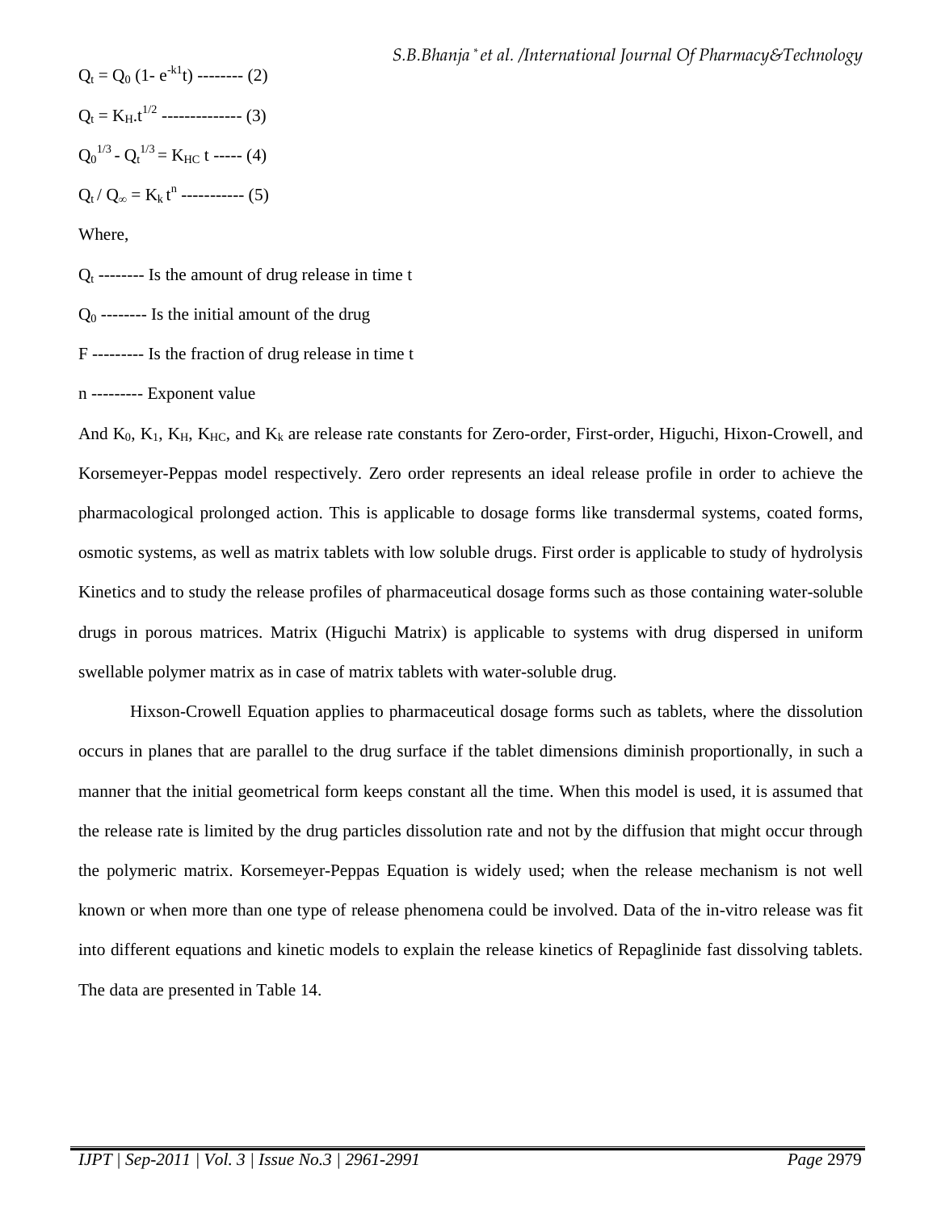$Q_t = Q_0 (1- e^{-k1}t)$ -------- (2)

$Q_t = K_H.t^{1/2}$ -------------- (3)

$Q_0^{1/3} - Q_t^{1/3} = K_{HC}\ t$ ----- (4)

$Q_t / Q_\infty = K_k\ t^n$ ----------- (5)

Where,

$Q_t$ -------- Is the amount of drug release in time t

$Q_0$ -------- Is the initial amount of the drug

F --------- Is the fraction of drug release in time t

n --------- Exponent value

And $K_0$, $K_1$, $K_H$, $K_{HC}$, and $K_k$ are release rate constants for Zero-order, First-order, Higuchi, Hixon-Crowell, and Korsemeyer-Peppas model respectively. Zero order represents an ideal release profile in order to achieve the pharmacological prolonged action. This is applicable to dosage forms like transdermal systems, coated forms, osmotic systems, as well as matrix tablets with low soluble drugs. First order is applicable to study of hydrolysis Kinetics and to study the release profiles of pharmaceutical dosage forms such as those containing water-soluble drugs in porous matrices. Matrix (Higuchi Matrix) is applicable to systems with drug dispersed in uniform swellable polymer matrix as in case of matrix tablets with water-soluble drug.

Hixson-Crowell Equation applies to pharmaceutical dosage forms such as tablets, where the dissolution occurs in planes that are parallel to the drug surface if the tablet dimensions diminish proportionally, in such a manner that the initial geometrical form keeps constant all the time. When this model is used, it is assumed that the release rate is limited by the drug particles dissolution rate and not by the diffusion that might occur through the polymeric matrix. Korsemeyer-Peppas Equation is widely used; when the release mechanism is not well known or when more than one type of release phenomena could be involved. Data of the in-vitro release was fit into different equations and kinetic models to explain the release kinetics of Repaglinide fast dissolving tablets. The data are presented in Table 14.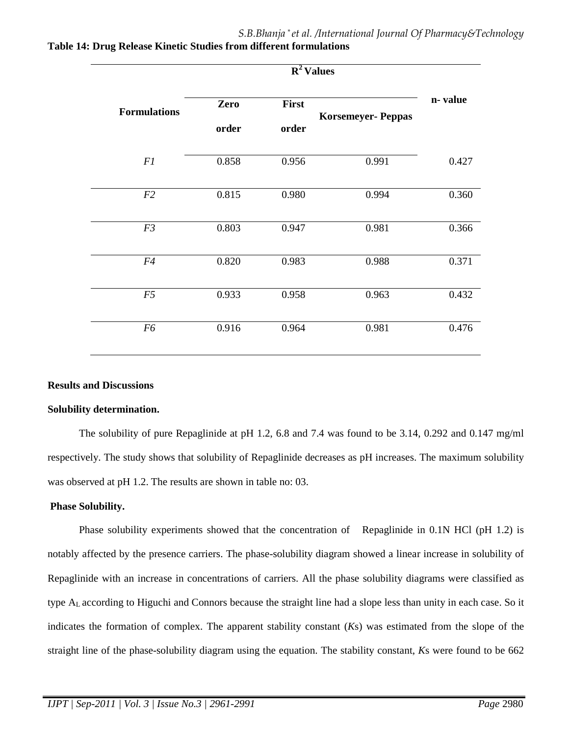**Table 14: Drug Release Kinetic Studies from different formulations**

| Formulations | $R^2$ Values | | | n- value |
|---|---|---|---|---|
| | Zero order | First order | Korsemeyer- Peppas | |
| *F1* | 0.858 | 0.956 | 0.991 | 0.427 |
| *F2* | 0.815 | 0.980 | 0.994 | 0.360 |
| *F3* | 0.803 | 0.947 | 0.981 | 0.366 |
| *F4* | 0.820 | 0.983 | 0.988 | 0.371 |
| *F5* | 0.933 | 0.958 | 0.963 | 0.432 |
| *F6* | 0.916 | 0.964 | 0.981 | 0.476 |

## Results and Discussions

### Solubility determination.

The solubility of pure Repaglinide at pH 1.2, 6.8 and 7.4 was found to be 3.14, 0.292 and 0.147 mg/ml respectively. The study shows that solubility of Repaglinide decreases as pH increases. The maximum solubility was observed at pH 1.2. The results are shown in table no: 03.

### Phase Solubility.

Phase solubility experiments showed that the concentration of Repaglinide in 0.1N HCl (pH 1.2) is notably affected by the presence carriers. The phase-solubility diagram showed a linear increase in solubility of Repaglinide with an increase in concentrations of carriers. All the phase solubility diagrams were classified as type $A_L$ according to Higuchi and Connors because the straight line had a slope less than unity in each case. So it indicates the formation of complex. The apparent stability constant ($K$s) was estimated from the slope of the straight line of the phase-solubility diagram using the equation. The stability constant, $K$s were found to be 662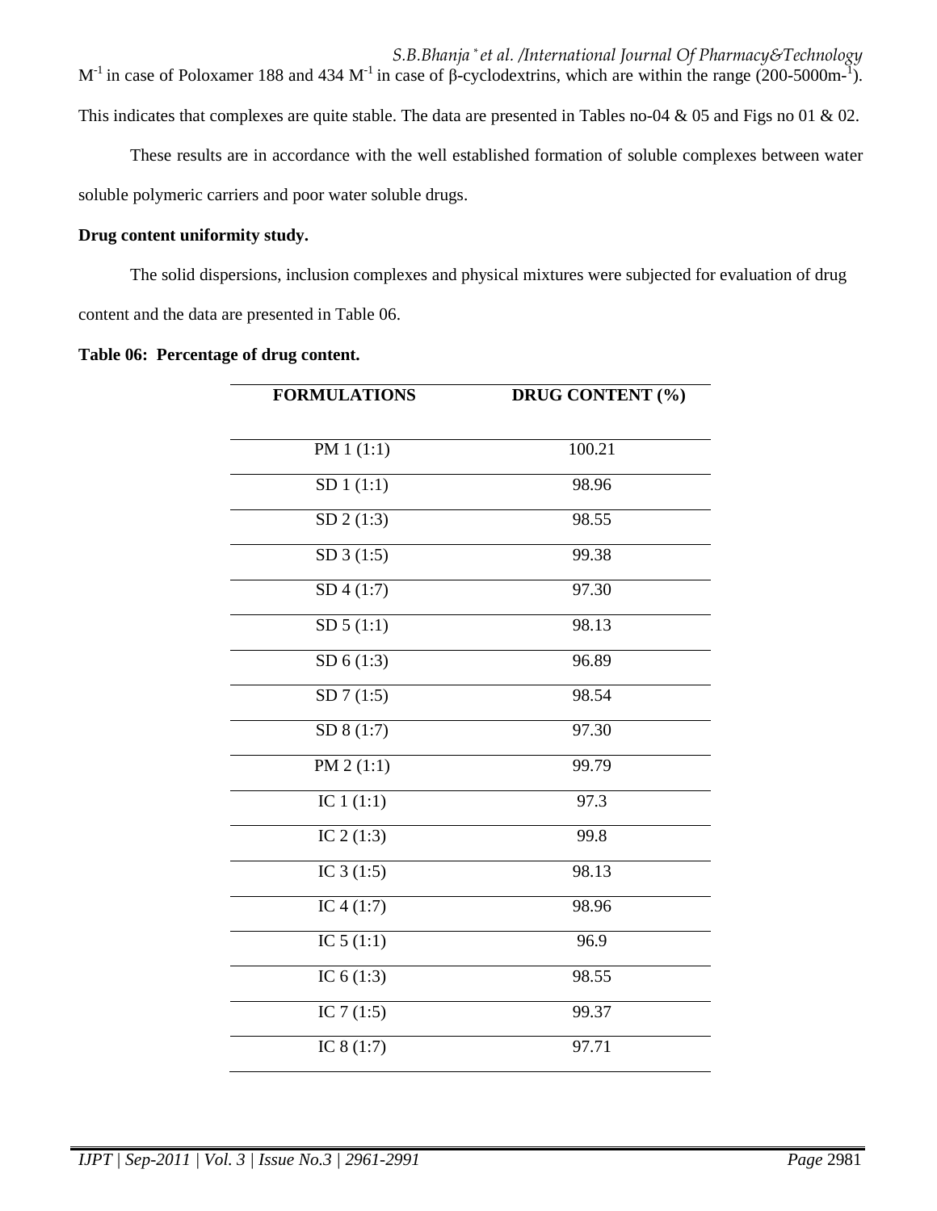$M^{-1}$ in case of Poloxamer 188 and 434 $M^{-1}$ in case of β-cyclodextrins, which are within the range (200-5000$m^{-1}$). This indicates that complexes are quite stable. The data are presented in Tables no-04 & 05 and Figs no 01 & 02.

These results are in accordance with the well established formation of soluble complexes between water soluble polymeric carriers and poor water soluble drugs.

**Drug content uniformity study.**

The solid dispersions, inclusion complexes and physical mixtures were subjected for evaluation of drug content and the data are presented in Table 06.

**Table 06: Percentage of drug content.**

| FORMULATIONS | DRUG CONTENT (%) |
|---|---|
| PM 1 (1:1) | 100.21 |
| SD 1 (1:1) | 98.96 |
| SD 2 (1:3) | 98.55 |
| SD 3 (1:5) | 99.38 |
| SD 4 (1:7) | 97.30 |
| SD 5 (1:1) | 98.13 |
| SD 6 (1:3) | 96.89 |
| SD 7 (1:5) | 98.54 |
| SD 8 (1:7) | 97.30 |
| PM 2 (1:1) | 99.79 |
| IC 1 (1:1) | 97.3 |
| IC 2 (1:3) | 99.8 |
| IC 3 (1:5) | 98.13 |
| IC 4 (1:7) | 98.96 |
| IC 5 (1:1) | 96.9 |
| IC 6 (1:3) | 98.55 |
| IC 7 (1:5) | 99.37 |
| IC 8 (1:7) | 97.71 |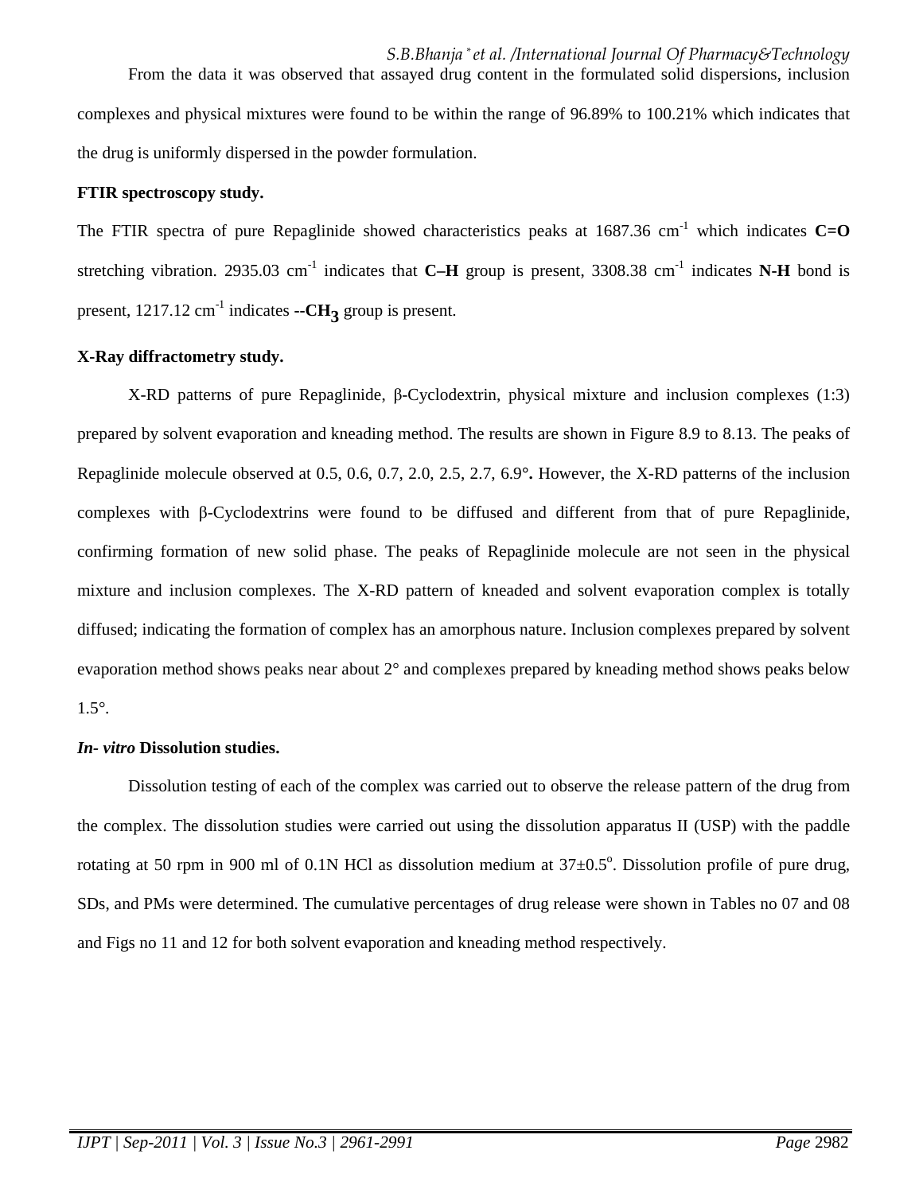From the data it was observed that assayed drug content in the formulated solid dispersions, inclusion complexes and physical mixtures were found to be within the range of 96.89% to 100.21% which indicates that the drug is uniformly dispersed in the powder formulation.

**FTIR spectroscopy study.**

The FTIR spectra of pure Repaglinide showed characteristics peaks at 1687.36 $cm^{-1}$ which indicates **C=O** stretching vibration. 2935.03 $cm^{-1}$ indicates that **C–H** group is present, 3308.38 $cm^{-1}$ indicates **N-H** bond is present, 1217.12 $cm^{-1}$ indicates **--$CH_3$** group is present.

**X-Ray diffractometry study.**

X-RD patterns of pure Repaglinide, β-Cyclodextrin, physical mixture and inclusion complexes (1:3) prepared by solvent evaporation and kneading method. The results are shown in Figure 8.9 to 8.13. The peaks of Repaglinide molecule observed at 0.5, 0.6, 0.7, 2.0, 2.5, 2.7, 6.9°**.** However, the X-RD patterns of the inclusion complexes with β-Cyclodextrins were found to be diffused and different from that of pure Repaglinide, confirming formation of new solid phase. The peaks of Repaglinide molecule are not seen in the physical mixture and inclusion complexes. The X-RD pattern of kneaded and solvent evaporation complex is totally diffused; indicating the formation of complex has an amorphous nature. Inclusion complexes prepared by solvent evaporation method shows peaks near about 2° and complexes prepared by kneading method shows peaks below 1.5°.

***In- vitro* Dissolution studies.**

Dissolution testing of each of the complex was carried out to observe the release pattern of the drug from the complex. The dissolution studies were carried out using the dissolution apparatus II (USP) with the paddle rotating at 50 rpm in 900 ml of 0.1N HCl as dissolution medium at 37±0.5°. Dissolution profile of pure drug, SDs, and PMs were determined. The cumulative percentages of drug release were shown in Tables no 07 and 08 and Figs no 11 and 12 for both solvent evaporation and kneading method respectively.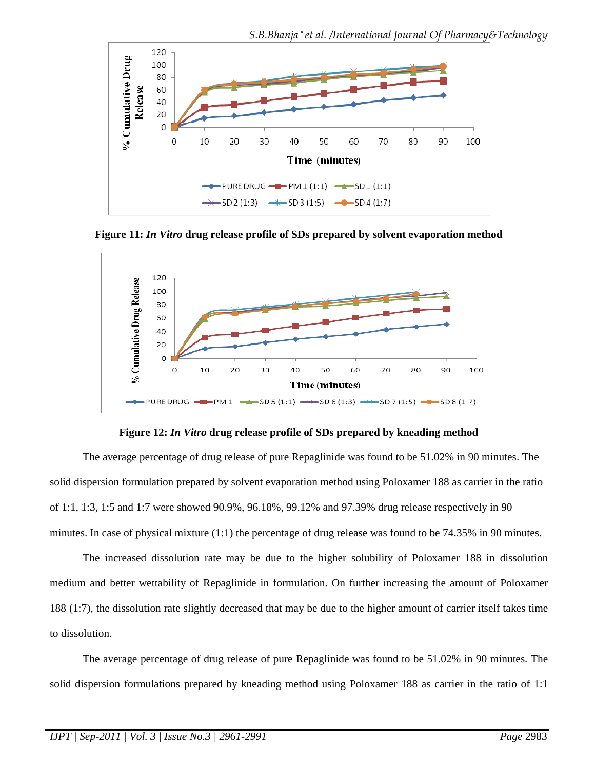**Figure 11:** ***In Vitro*** **drug release profile of SDs prepared by solvent evaporation method**

**Figure 12:** ***In Vitro*** **drug release profile of SDs prepared by kneading method**

The average percentage of drug release of pure Repaglinide was found to be 51.02% in 90 minutes. The solid dispersion formulation prepared by solvent evaporation method using Poloxamer 188 as carrier in the ratio of 1:1, 1:3, 1:5 and 1:7 were showed 90.9%, 96.18%, 99.12% and 97.39% drug release respectively in 90 minutes. In case of physical mixture (1:1) the percentage of drug release was found to be 74.35% in 90 minutes.

The increased dissolution rate may be due to the higher solubility of Poloxamer 188 in dissolution medium and better wettability of Repaglinide in formulation. On further increasing the amount of Poloxamer 188 (1:7), the dissolution rate slightly decreased that may be due to the higher amount of carrier itself takes time to dissolution.

The average percentage of drug release of pure Repaglinide was found to be 51.02% in 90 minutes. The solid dispersion formulations prepared by kneading method using Poloxamer 188 as carrier in the ratio of 1:1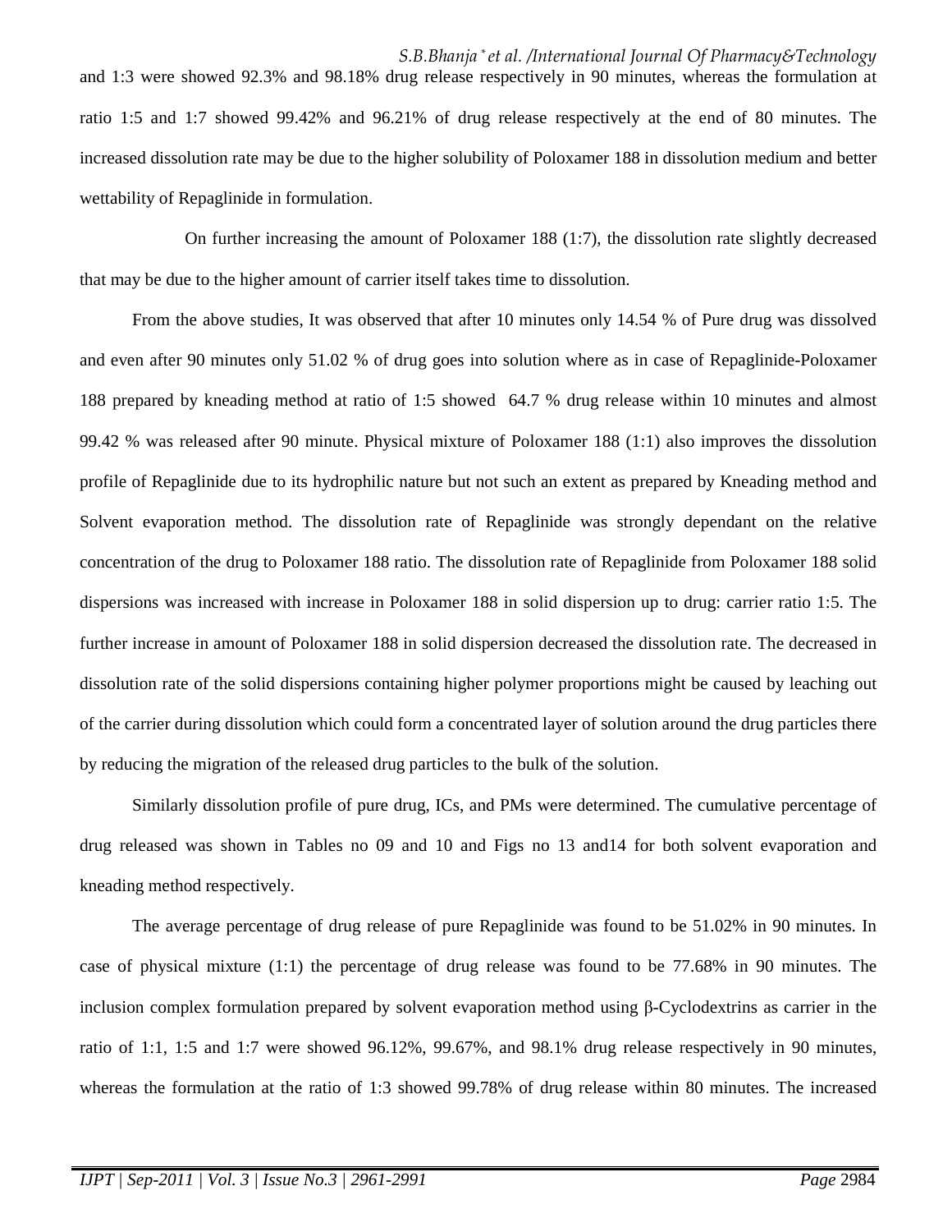and 1:3 were showed 92.3% and 98.18% drug release respectively in 90 minutes, whereas the formulation at ratio 1:5 and 1:7 showed 99.42% and 96.21% of drug release respectively at the end of 80 minutes. The increased dissolution rate may be due to the higher solubility of Poloxamer 188 in dissolution medium and better wettability of Repaglinide in formulation.

On further increasing the amount of Poloxamer 188 (1:7), the dissolution rate slightly decreased that may be due to the higher amount of carrier itself takes time to dissolution.

From the above studies, It was observed that after 10 minutes only 14.54 % of Pure drug was dissolved and even after 90 minutes only 51.02 % of drug goes into solution where as in case of Repaglinide-Poloxamer 188 prepared by kneading method at ratio of 1:5 showed 64.7 % drug release within 10 minutes and almost 99.42 % was released after 90 minute. Physical mixture of Poloxamer 188 (1:1) also improves the dissolution profile of Repaglinide due to its hydrophilic nature but not such an extent as prepared by Kneading method and Solvent evaporation method. The dissolution rate of Repaglinide was strongly dependant on the relative concentration of the drug to Poloxamer 188 ratio. The dissolution rate of Repaglinide from Poloxamer 188 solid dispersions was increased with increase in Poloxamer 188 in solid dispersion up to drug: carrier ratio 1:5. The further increase in amount of Poloxamer 188 in solid dispersion decreased the dissolution rate. The decreased in dissolution rate of the solid dispersions containing higher polymer proportions might be caused by leaching out of the carrier during dissolution which could form a concentrated layer of solution around the drug particles there by reducing the migration of the released drug particles to the bulk of the solution.

Similarly dissolution profile of pure drug, ICs, and PMs were determined. The cumulative percentage of drug released was shown in Tables no 09 and 10 and Figs no 13 and14 for both solvent evaporation and kneading method respectively.

The average percentage of drug release of pure Repaglinide was found to be 51.02% in 90 minutes. In case of physical mixture (1:1) the percentage of drug release was found to be 77.68% in 90 minutes. The inclusion complex formulation prepared by solvent evaporation method using β-Cyclodextrins as carrier in the ratio of 1:1, 1:5 and 1:7 were showed 96.12%, 99.67%, and 98.1% drug release respectively in 90 minutes, whereas the formulation at the ratio of 1:3 showed 99.78% of drug release within 80 minutes. The increased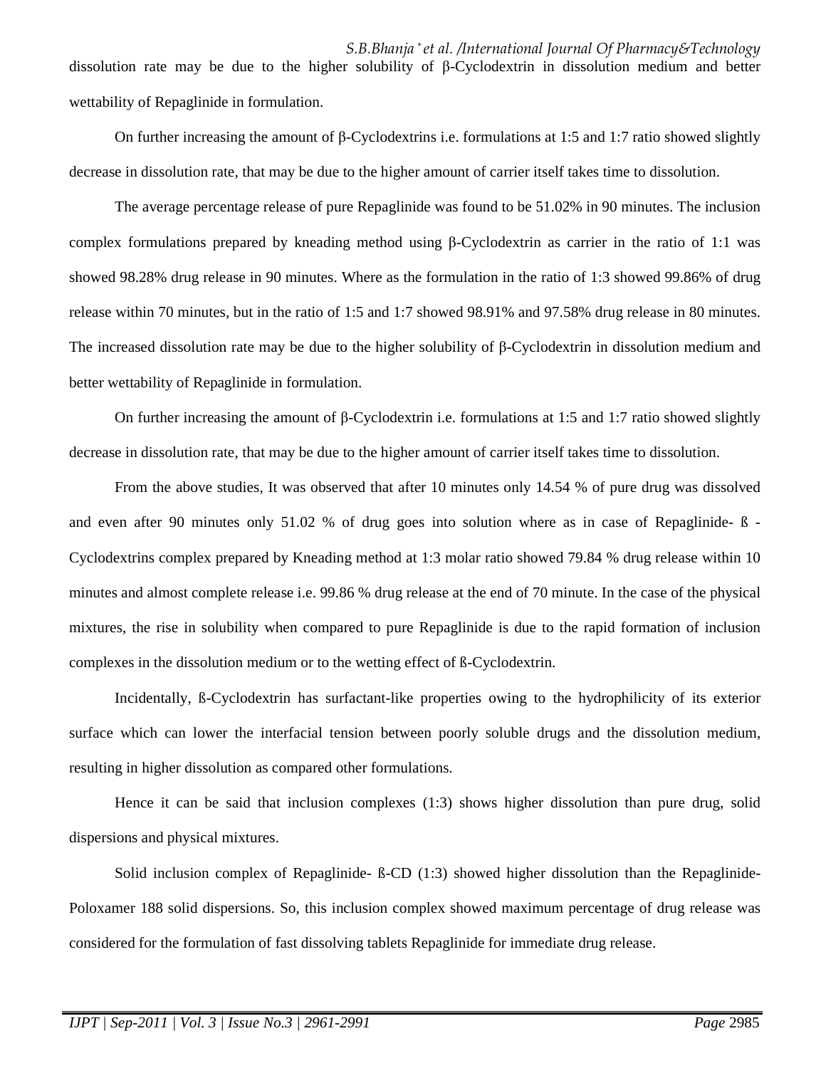dissolution rate may be due to the higher solubility of β-Cyclodextrin in dissolution medium and better wettability of Repaglinide in formulation.

On further increasing the amount of β-Cyclodextrins i.e. formulations at 1:5 and 1:7 ratio showed slightly decrease in dissolution rate, that may be due to the higher amount of carrier itself takes time to dissolution.

The average percentage release of pure Repaglinide was found to be 51.02% in 90 minutes. The inclusion complex formulations prepared by kneading method using β-Cyclodextrin as carrier in the ratio of 1:1 was showed 98.28% drug release in 90 minutes. Where as the formulation in the ratio of 1:3 showed 99.86% of drug release within 70 minutes, but in the ratio of 1:5 and 1:7 showed 98.91% and 97.58% drug release in 80 minutes. The increased dissolution rate may be due to the higher solubility of β-Cyclodextrin in dissolution medium and better wettability of Repaglinide in formulation.

On further increasing the amount of β-Cyclodextrin i.e. formulations at 1:5 and 1:7 ratio showed slightly decrease in dissolution rate, that may be due to the higher amount of carrier itself takes time to dissolution.

From the above studies, It was observed that after 10 minutes only 14.54 % of pure drug was dissolved and even after 90 minutes only 51.02 % of drug goes into solution where as in case of Repaglinide- ß - Cyclodextrins complex prepared by Kneading method at 1:3 molar ratio showed 79.84 % drug release within 10 minutes and almost complete release i.e. 99.86 % drug release at the end of 70 minute. In the case of the physical mixtures, the rise in solubility when compared to pure Repaglinide is due to the rapid formation of inclusion complexes in the dissolution medium or to the wetting effect of ß-Cyclodextrin.

Incidentally, ß-Cyclodextrin has surfactant-like properties owing to the hydrophilicity of its exterior surface which can lower the interfacial tension between poorly soluble drugs and the dissolution medium, resulting in higher dissolution as compared other formulations.

Hence it can be said that inclusion complexes (1:3) shows higher dissolution than pure drug, solid dispersions and physical mixtures.

Solid inclusion complex of Repaglinide- ß-CD (1:3) showed higher dissolution than the Repaglinide-Poloxamer 188 solid dispersions. So, this inclusion complex showed maximum percentage of drug release was considered for the formulation of fast dissolving tablets Repaglinide for immediate drug release.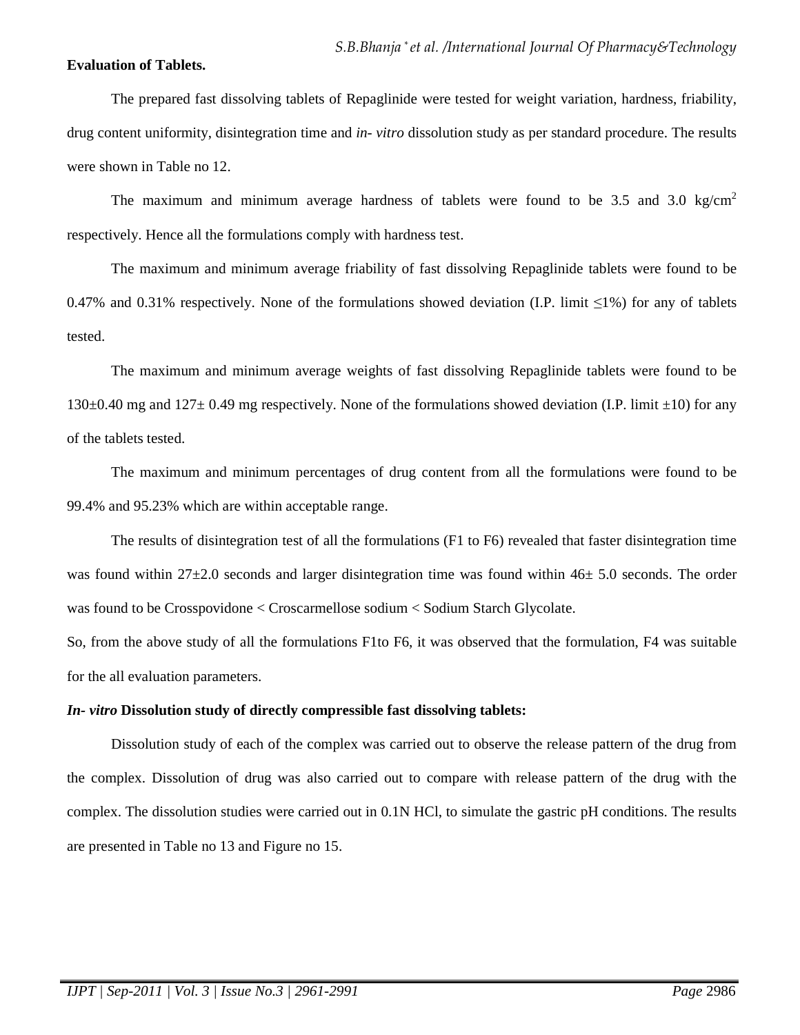**Evaluation of Tablets.**

The prepared fast dissolving tablets of Repaglinide were tested for weight variation, hardness, friability, drug content uniformity, disintegration time and *in- vitro* dissolution study as per standard procedure. The results were shown in Table no 12.

The maximum and minimum average hardness of tablets were found to be 3.5 and 3.0 kg/cm$^2$ respectively. Hence all the formulations comply with hardness test.

The maximum and minimum average friability of fast dissolving Repaglinide tablets were found to be 0.47% and 0.31% respectively. None of the formulations showed deviation (I.P. limit ≤1%) for any of tablets tested.

The maximum and minimum average weights of fast dissolving Repaglinide tablets were found to be 130±0.40 mg and 127± 0.49 mg respectively. None of the formulations showed deviation (I.P. limit ±10) for any of the tablets tested.

The maximum and minimum percentages of drug content from all the formulations were found to be 99.4% and 95.23% which are within acceptable range.

The results of disintegration test of all the formulations (F1 to F6) revealed that faster disintegration time was found within 27±2.0 seconds and larger disintegration time was found within 46± 5.0 seconds. The order was found to be Crosspovidone < Croscarmellose sodium < Sodium Starch Glycolate.

So, from the above study of all the formulations F1to F6, it was observed that the formulation, F4 was suitable for the all evaluation parameters.

***In- vitro* Dissolution study of directly compressible fast dissolving tablets:**

Dissolution study of each of the complex was carried out to observe the release pattern of the drug from the complex. Dissolution of drug was also carried out to compare with release pattern of the drug with the complex. The dissolution studies were carried out in 0.1N HCl, to simulate the gastric pH conditions. The results are presented in Table no 13 and Figure no 15.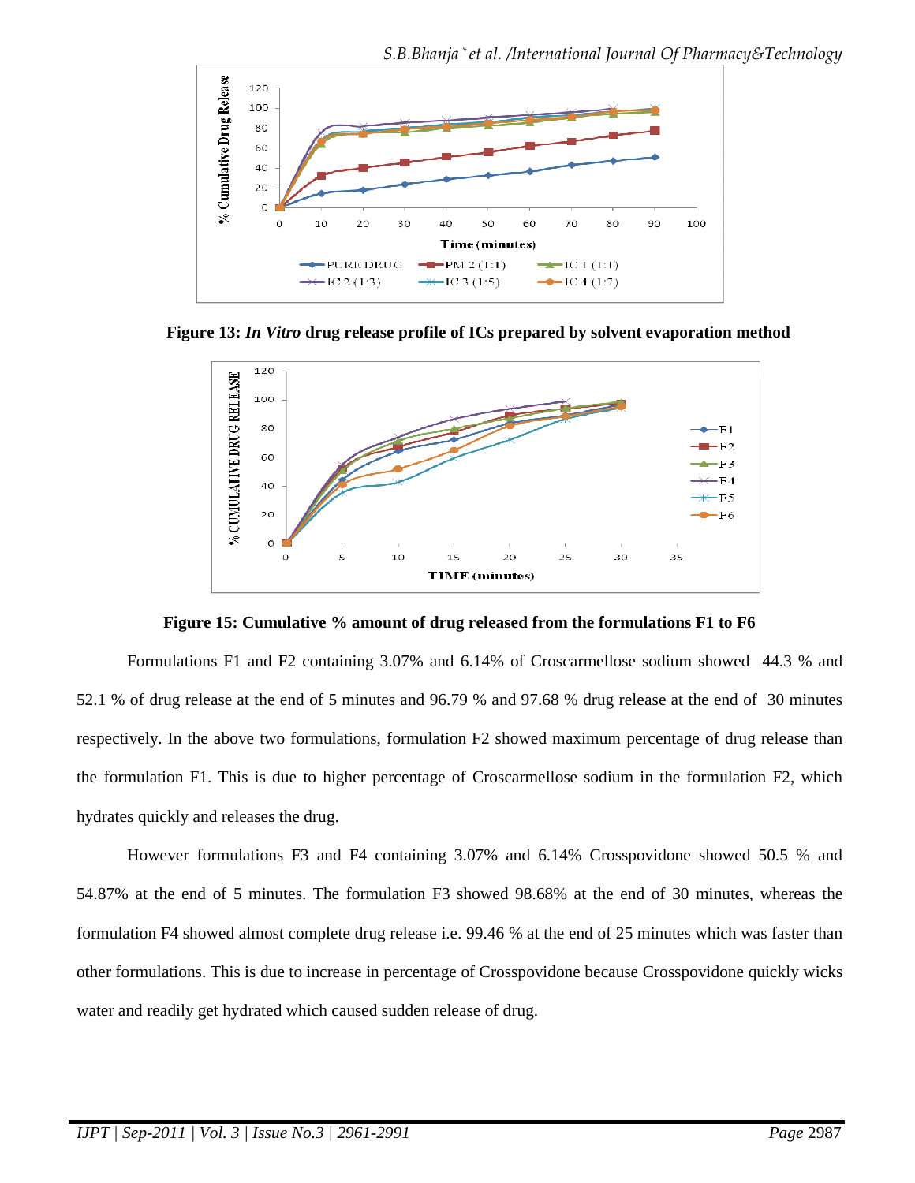**Figure 13:** ***In Vitro*** **drug release profile of ICs prepared by solvent evaporation method**

**Figure 15: Cumulative % amount of drug released from the formulations F1 to F6**

Formulations F1 and F2 containing 3.07% and 6.14% of Croscarmellose sodium showed 44.3 % and 52.1 % of drug release at the end of 5 minutes and 96.79 % and 97.68 % drug release at the end of 30 minutes respectively. In the above two formulations, formulation F2 showed maximum percentage of drug release than the formulation F1. This is due to higher percentage of Croscarmellose sodium in the formulation F2, which hydrates quickly and releases the drug.

However formulations F3 and F4 containing 3.07% and 6.14% Crosspovidone showed 50.5 % and 54.87% at the end of 5 minutes. The formulation F3 showed 98.68% at the end of 30 minutes, whereas the formulation F4 showed almost complete drug release i.e. 99.46 % at the end of 25 minutes which was faster than other formulations. This is due to increase in percentage of Crosspovidone because Crosspovidone quickly wicks water and readily get hydrated which caused sudden release of drug.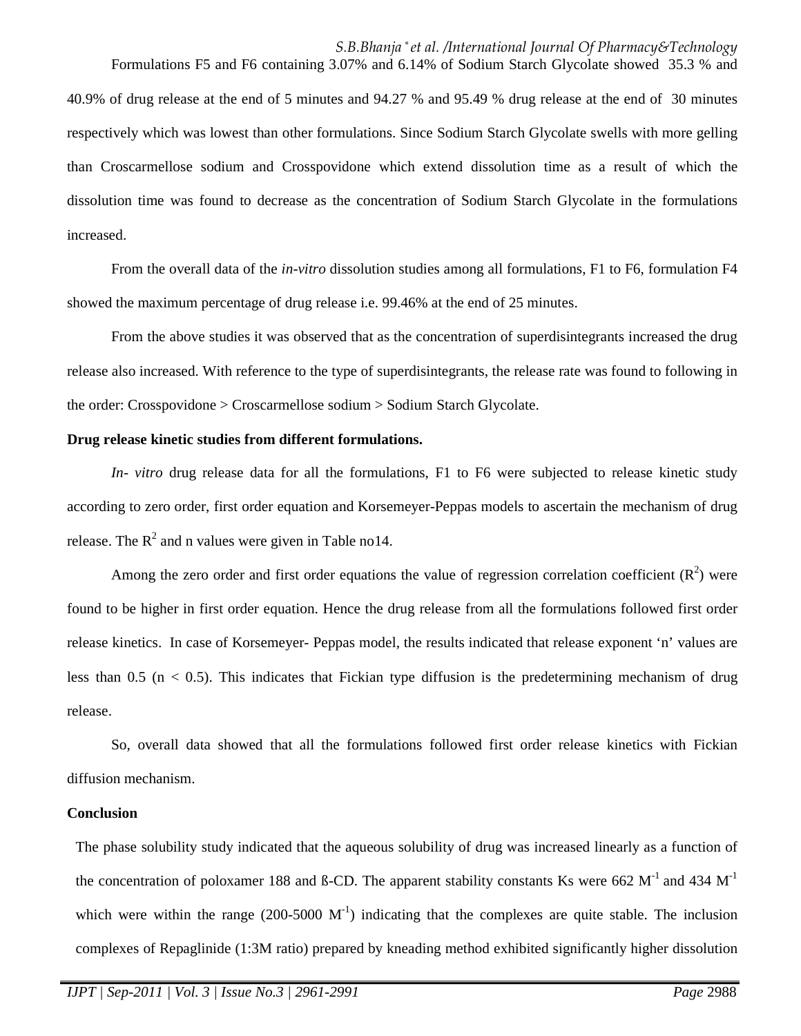Formulations F5 and F6 containing 3.07% and 6.14% of Sodium Starch Glycolate showed 35.3 % and 40.9% of drug release at the end of 5 minutes and 94.27 % and 95.49 % drug release at the end of 30 minutes respectively which was lowest than other formulations. Since Sodium Starch Glycolate swells with more gelling than Croscarmellose sodium and Crosspovidone which extend dissolution time as a result of which the dissolution time was found to decrease as the concentration of Sodium Starch Glycolate in the formulations increased.

From the overall data of the *in-vitro* dissolution studies among all formulations, F1 to F6, formulation F4 showed the maximum percentage of drug release i.e. 99.46% at the end of 25 minutes.

From the above studies it was observed that as the concentration of superdisintegrants increased the drug release also increased. With reference to the type of superdisintegrants, the release rate was found to following in the order: Crosspovidone > Croscarmellose sodium > Sodium Starch Glycolate.

**Drug release kinetic studies from different formulations.**

*In- vitro* drug release data for all the formulations, F1 to F6 were subjected to release kinetic study according to zero order, first order equation and Korsemeyer-Peppas models to ascertain the mechanism of drug release. The $R^2$ and n values were given in Table no14.

Among the zero order and first order equations the value of regression correlation coefficient ($R^2$) were found to be higher in first order equation. Hence the drug release from all the formulations followed first order release kinetics. In case of Korsemeyer- Peppas model, the results indicated that release exponent 'n' values are less than 0.5 ($n < 0.5$). This indicates that Fickian type diffusion is the predetermining mechanism of drug release.

So, overall data showed that all the formulations followed first order release kinetics with Fickian diffusion mechanism.

**Conclusion**

The phase solubility study indicated that the aqueous solubility of drug was increased linearly as a function of the concentration of poloxamer 188 and ß-CD. The apparent stability constants Ks were 662 $M^{-1}$ and 434 $M^{-1}$ which were within the range (200-5000 $M^{-1}$) indicating that the complexes are quite stable. The inclusion complexes of Repaglinide (1:3M ratio) prepared by kneading method exhibited significantly higher dissolution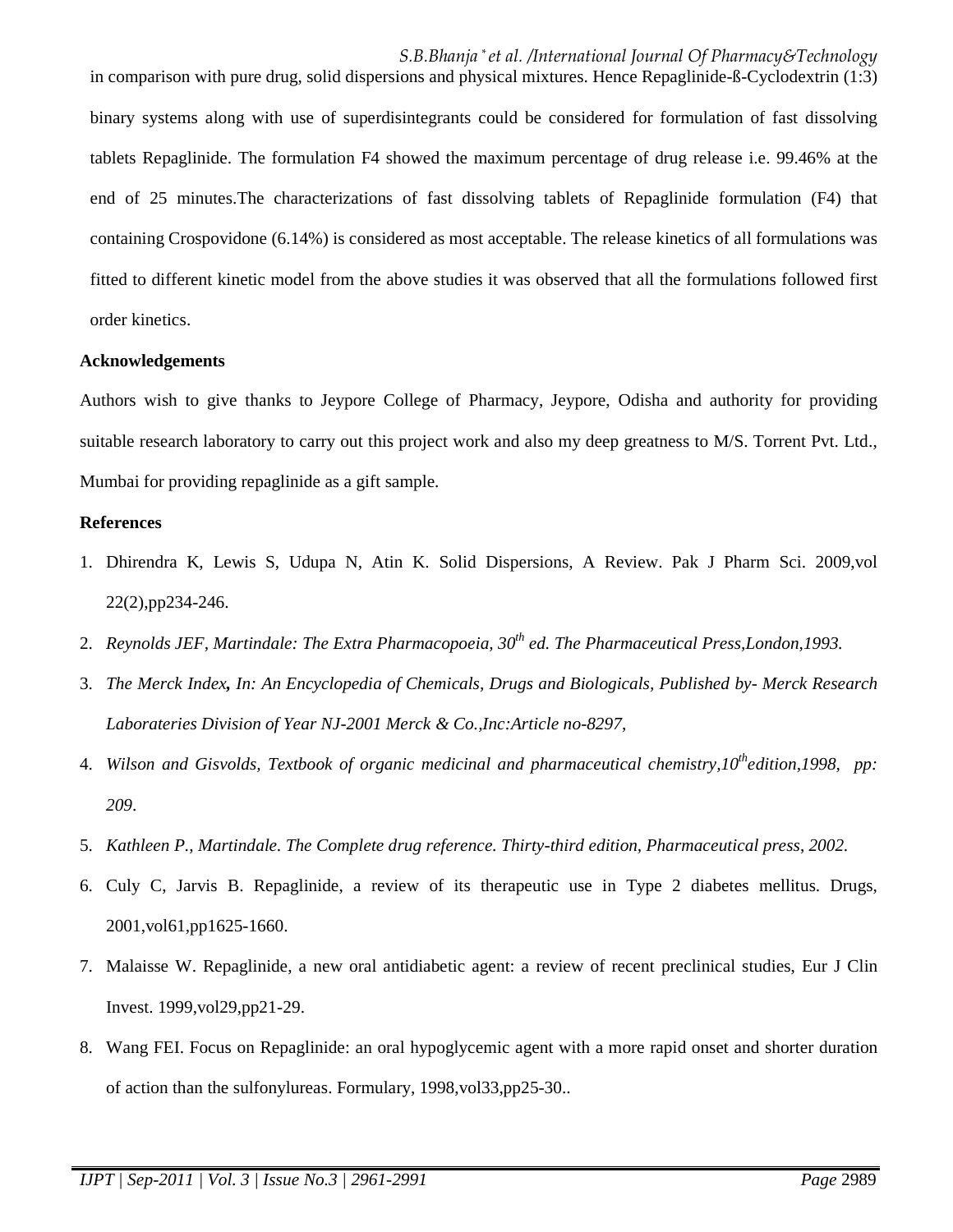in comparison with pure drug, solid dispersions and physical mixtures. Hence Repaglinide-ß-Cyclodextrin (1:3) binary systems along with use of superdisintegrants could be considered for formulation of fast dissolving tablets Repaglinide. The formulation F4 showed the maximum percentage of drug release i.e. 99.46% at the end of 25 minutes.The characterizations of fast dissolving tablets of Repaglinide formulation (F4) that containing Crospovidone (6.14%) is considered as most acceptable. The release kinetics of all formulations was fitted to different kinetic model from the above studies it was observed that all the formulations followed first order kinetics.

**Acknowledgements**

Authors wish to give thanks to Jeypore College of Pharmacy, Jeypore, Odisha and authority for providing suitable research laboratory to carry out this project work and also my deep greatness to M/S. Torrent Pvt. Ltd., Mumbai for providing repaglinide as a gift sample.

**References**

1. Dhirendra K, Lewis S, Udupa N, Atin K. Solid Dispersions, A Review. Pak J Pharm Sci. 2009,vol 22(2),pp234-246.
2. *Reynolds JEF, Martindale: The Extra Pharmacopoeia, 30th ed. The Pharmaceutical Press,London,1993.*
3. *The Merck Index**,** In: An Encyclopedia of Chemicals, Drugs and Biologicals, Published by- Merck Research Laborateries Division of Year NJ-2001 Merck & Co.,Inc:Article no-8297*,
4. *Wilson and Gisvolds, Textbook of organic medicinal and pharmaceutical chemistry,10th edition,1998, pp: 209*.
5. *Kathleen P., Martindale. The Complete drug reference. Thirty-third edition, Pharmaceutical press, 2002.*
6. Culy C, Jarvis B. Repaglinide, a review of its therapeutic use in Type 2 diabetes mellitus. Drugs, 2001,vol61,pp1625-1660.
7. Malaisse W. Repaglinide, a new oral antidiabetic agent: a review of recent preclinical studies, Eur J Clin Invest. 1999,vol29,pp21-29.
8. Wang FEI. Focus on Repaglinide: an oral hypoglycemic agent with a more rapid onset and shorter duration of action than the sulfonylureas. Formulary, 1998,vol33,pp25-30..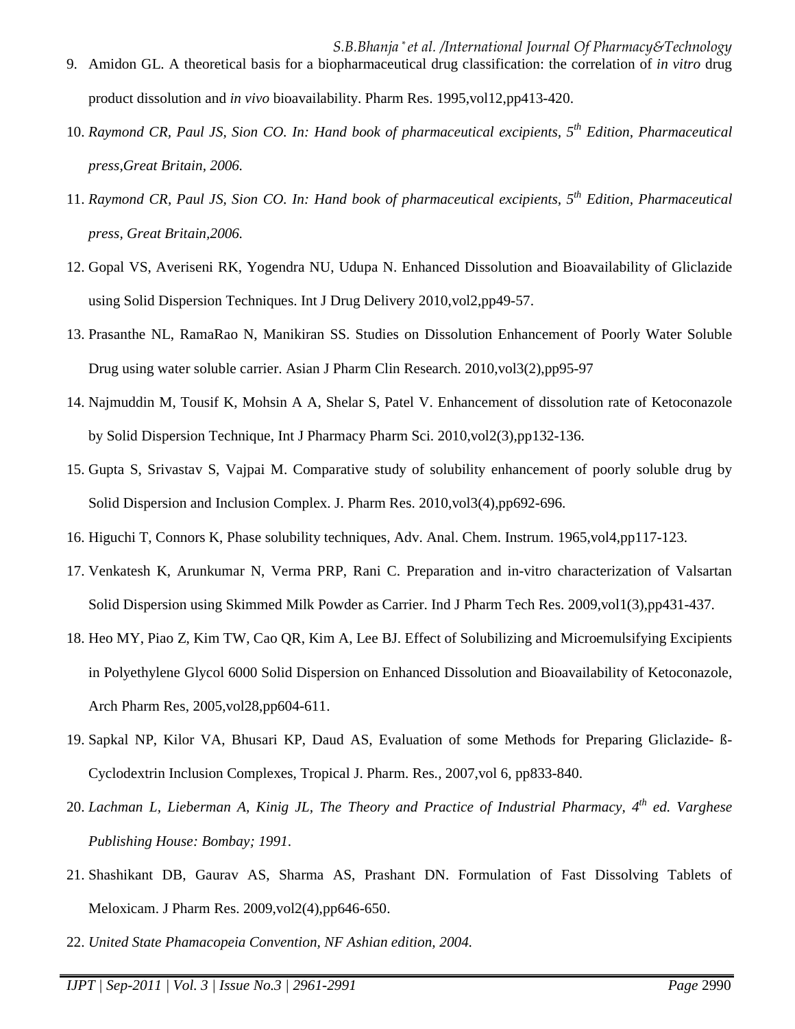9. Amidon GL. A theoretical basis for a biopharmaceutical drug classification: the correlation of *in vitro* drug product dissolution and *in vivo* bioavailability. Pharm Res. 1995,vol12,pp413-420.
10. *Raymond CR, Paul JS, Sion CO. In: Hand book of pharmaceutical excipients, 5th Edition, Pharmaceutical press,Great Britain, 2006.*
11. *Raymond CR, Paul JS, Sion CO. In: Hand book of pharmaceutical excipients, 5th Edition, Pharmaceutical press, Great Britain,2006.*
12. Gopal VS, Averiseni RK, Yogendra NU, Udupa N. Enhanced Dissolution and Bioavailability of Gliclazide using Solid Dispersion Techniques. Int J Drug Delivery 2010,vol2,pp49-57.
13. Prasanthe NL, RamaRao N, Manikiran SS. Studies on Dissolution Enhancement of Poorly Water Soluble Drug using water soluble carrier. Asian J Pharm Clin Research. 2010,vol3(2),pp95-97
14. Najmuddin M, Tousif K, Mohsin A A, Shelar S, Patel V. Enhancement of dissolution rate of Ketoconazole by Solid Dispersion Technique, Int J Pharmacy Pharm Sci. 2010,vol2(3),pp132-136.
15. Gupta S, Srivastav S, Vajpai M. Comparative study of solubility enhancement of poorly soluble drug by Solid Dispersion and Inclusion Complex. J. Pharm Res. 2010,vol3(4),pp692-696.
16. Higuchi T, Connors K, Phase solubility techniques, Adv. Anal. Chem. Instrum. 1965,vol4,pp117-123.
17. Venkatesh K, Arunkumar N, Verma PRP, Rani C. Preparation and in-vitro characterization of Valsartan Solid Dispersion using Skimmed Milk Powder as Carrier. Ind J Pharm Tech Res. 2009,vol1(3),pp431-437.
18. Heo MY, Piao Z, Kim TW, Cao QR, Kim A, Lee BJ. Effect of Solubilizing and Microemulsifying Excipients in Polyethylene Glycol 6000 Solid Dispersion on Enhanced Dissolution and Bioavailability of Ketoconazole, Arch Pharm Res, 2005,vol28,pp604-611.
19. Sapkal NP, Kilor VA, Bhusari KP, Daud AS, Evaluation of some Methods for Preparing Gliclazide- ß-Cyclodextrin Inclusion Complexes, Tropical J. Pharm. Res., 2007,vol 6, pp833-840.
20. *Lachman L, Lieberman A, Kinig JL, The Theory and Practice of Industrial Pharmacy, 4th ed. Varghese Publishing House: Bombay; 1991.*
21. Shashikant DB, Gaurav AS, Sharma AS, Prashant DN. Formulation of Fast Dissolving Tablets of Meloxicam. J Pharm Res. 2009,vol2(4),pp646-650.
22. *United State Phamacopeia Convention, NF Ashian edition, 2004.*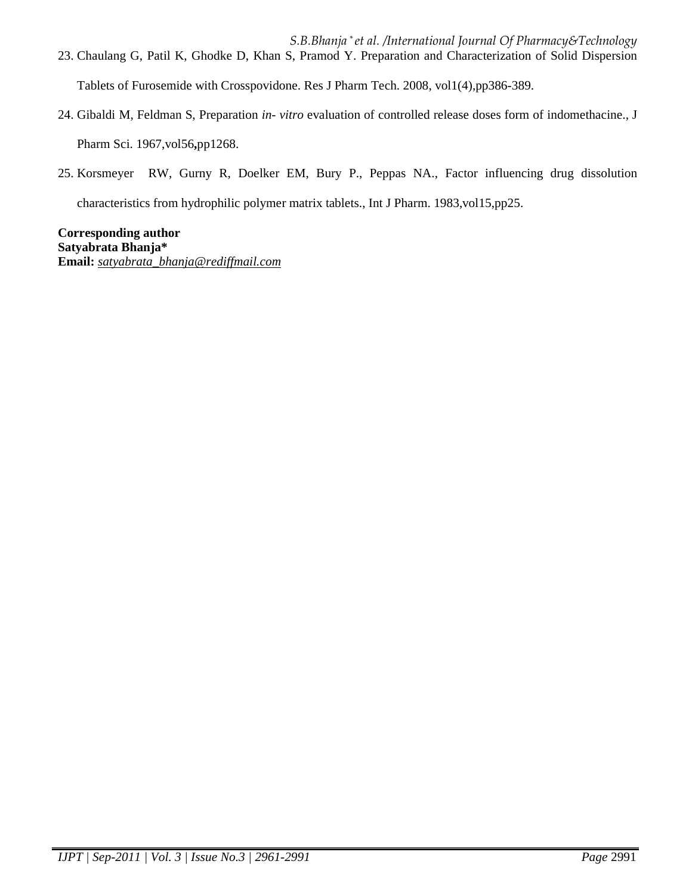23. Chaulang G, Patil K, Ghodke D, Khan S, Pramod Y. Preparation and Characterization of Solid Dispersion Tablets of Furosemide with Crosspovidone. Res J Pharm Tech. 2008, vol1(4),pp386-389.

24. Gibaldi M, Feldman S, Preparation *in- vitro* evaluation of controlled release doses form of indomethacine., J Pharm Sci. 1967,vol56**,**pp1268.

25. Korsmeyer RW, Gurny R, Doelker EM, Bury P., Peppas NA., Factor influencing drug dissolution characteristics from hydrophilic polymer matrix tablets., Int J Pharm. 1983,vol15,pp25.

**Corresponding author**
**Satyabrata Bhanja***
**Email:** *satyabrata_bhanja@rediffmail.com*